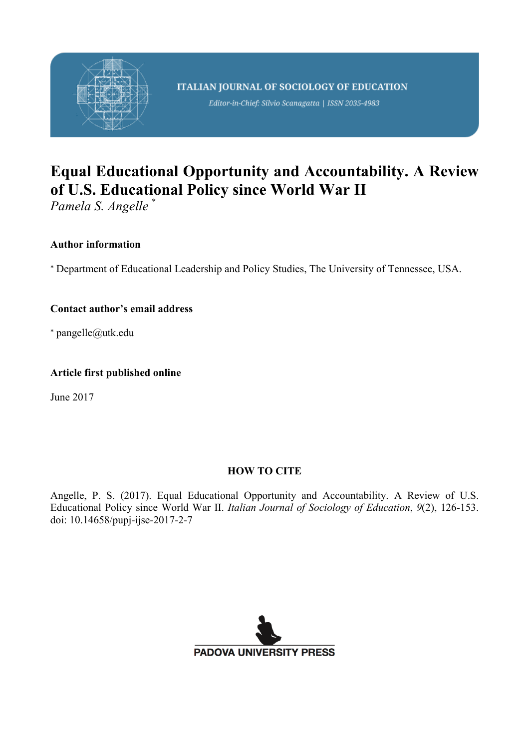ITALIAN JOURNAL OF SOCIOLOGY OF EDUCATION

*Editor-in-Chief: Silvio Scanagatta | ISSN 2035-4983*

# Equal Educational Opportunity and Accountability. A Review of U.S. Educational Policy since World War II

*Pamela S. Angelle* [*]

### Author information

[*] Department of Educational Leadership and Policy Studies, The University of Tennessee, USA.

### Contact author's email address

[*] pangelle@utk.edu

### Article first published online

June 2017

### HOW TO CITE

Angelle, P. S. (2017). Equal Educational Opportunity and Accountability. A Review of U.S. Educational Policy since World War II. *Italian Journal of Sociology of Education*, *9*(2), 126-153. doi: 10.14658/pupj-ijse-2017-2-7

PADOVA UNIVERSITY PRESS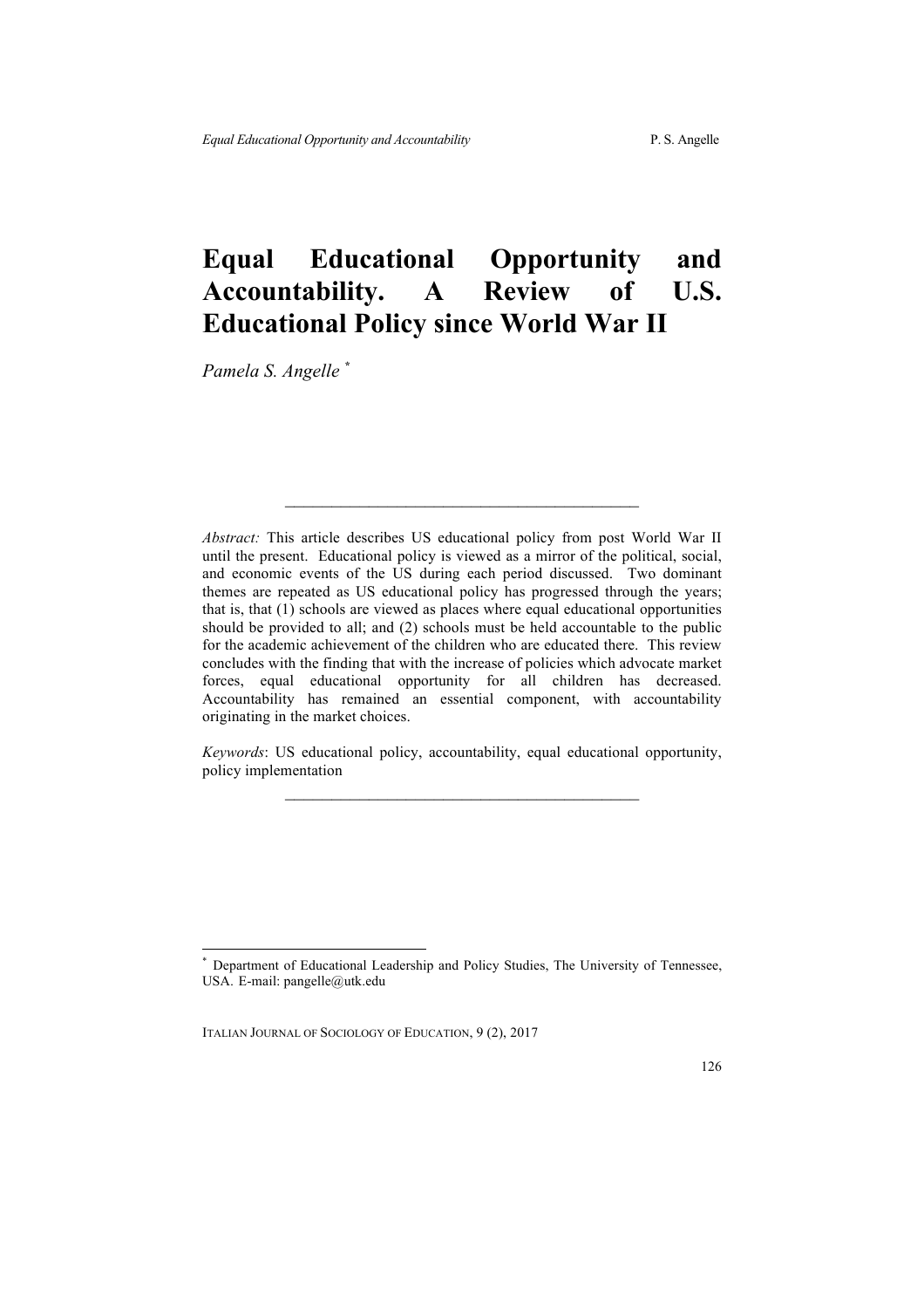# Equal Educational Opportunity and Accountability. A Review of U.S. Educational Policy since World War II

*Pamela S. Angelle* [*]

---

*Abstract:* This article describes US educational policy from post World War II until the present. Educational policy is viewed as a mirror of the political, social, and economic events of the US during each period discussed. Two dominant themes are repeated as US educational policy has progressed through the years; that is, that (1) schools are viewed as places where equal educational opportunities should be provided to all; and (2) schools must be held accountable to the public for the academic achievement of the children who are educated there. This review concludes with the finding that with the increase of policies which advocate market forces, equal educational opportunity for all children has decreased. Accountability has remained an essential component, with accountability originating in the market choices.

*Keywords*: US educational policy, accountability, equal educational opportunity, policy implementation

---

[*] Department of Educational Leadership and Policy Studies, The University of Tennessee, USA. E-mail: pangelle@utk.edu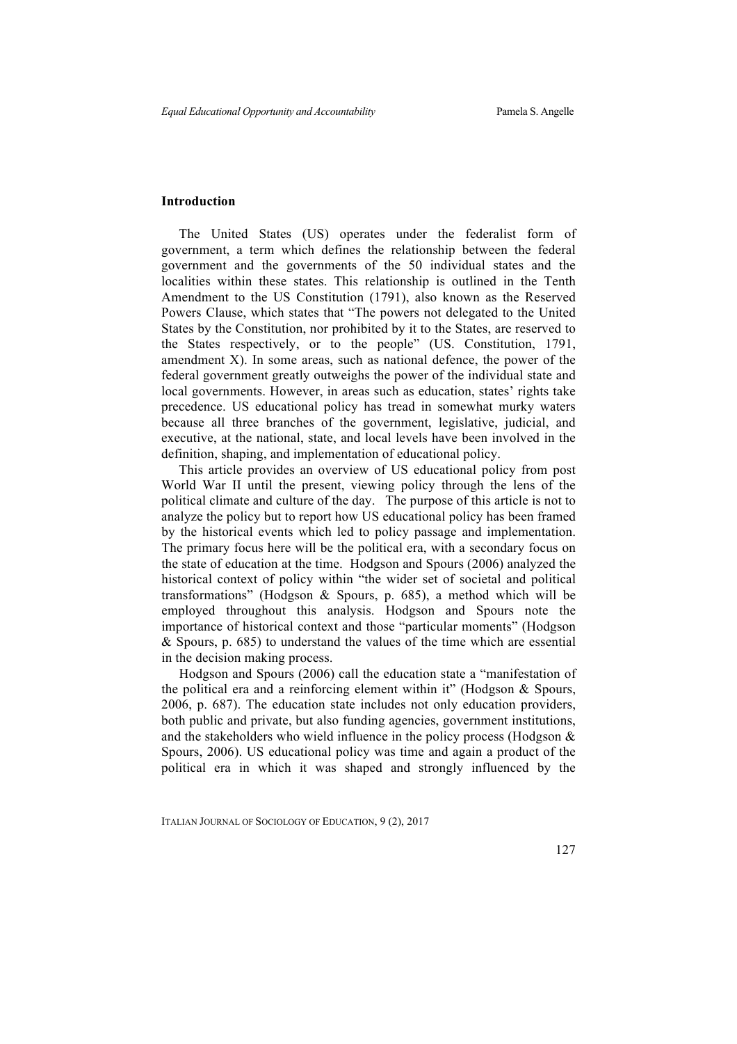## Introduction

The United States (US) operates under the federalist form of government, a term which defines the relationship between the federal government and the governments of the 50 individual states and the localities within these states. This relationship is outlined in the Tenth Amendment to the US Constitution (1791), also known as the Reserved Powers Clause, which states that "The powers not delegated to the United States by the Constitution, nor prohibited by it to the States, are reserved to the States respectively, or to the people" (US. Constitution, 1791, amendment X). In some areas, such as national defence, the power of the federal government greatly outweighs the power of the individual state and local governments. However, in areas such as education, states' rights take precedence. US educational policy has tread in somewhat murky waters because all three branches of the government, legislative, judicial, and executive, at the national, state, and local levels have been involved in the definition, shaping, and implementation of educational policy.

This article provides an overview of US educational policy from post World War II until the present, viewing policy through the lens of the political climate and culture of the day. The purpose of this article is not to analyze the policy but to report how US educational policy has been framed by the historical events which led to policy passage and implementation. The primary focus here will be the political era, with a secondary focus on the state of education at the time. Hodgson and Spours (2006) analyzed the historical context of policy within "the wider set of societal and political transformations" (Hodgson & Spours, p. 685), a method which will be employed throughout this analysis. Hodgson and Spours note the importance of historical context and those "particular moments" (Hodgson & Spours, p. 685) to understand the values of the time which are essential in the decision making process.

Hodgson and Spours (2006) call the education state a "manifestation of the political era and a reinforcing element within it" (Hodgson & Spours, 2006, p. 687). The education state includes not only education providers, both public and private, but also funding agencies, government institutions, and the stakeholders who wield influence in the policy process (Hodgson & Spours, 2006). US educational policy was time and again a product of the political era in which it was shaped and strongly influenced by the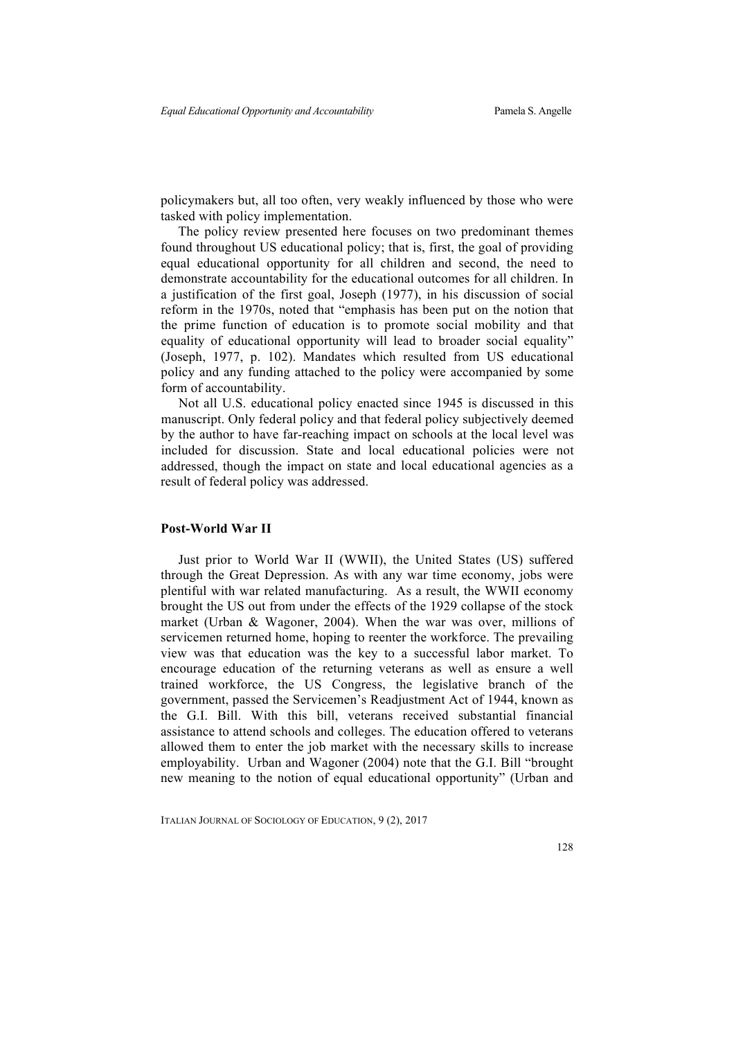policymakers but, all too often, very weakly influenced by those who were tasked with policy implementation.

The policy review presented here focuses on two predominant themes found throughout US educational policy; that is, first, the goal of providing equal educational opportunity for all children and second, the need to demonstrate accountability for the educational outcomes for all children. In a justification of the first goal, Joseph (1977), in his discussion of social reform in the 1970s, noted that "emphasis has been put on the notion that the prime function of education is to promote social mobility and that equality of educational opportunity will lead to broader social equality" (Joseph, 1977, p. 102). Mandates which resulted from US educational policy and any funding attached to the policy were accompanied by some form of accountability.

Not all U.S. educational policy enacted since 1945 is discussed in this manuscript. Only federal policy and that federal policy subjectively deemed by the author to have far-reaching impact on schools at the local level was included for discussion. State and local educational policies were not addressed, though the impact on state and local educational agencies as a result of federal policy was addressed.

## Post-World War II

Just prior to World War II (WWII), the United States (US) suffered through the Great Depression. As with any war time economy, jobs were plentiful with war related manufacturing. As a result, the WWII economy brought the US out from under the effects of the 1929 collapse of the stock market (Urban & Wagoner, 2004). When the war was over, millions of servicemen returned home, hoping to reenter the workforce. The prevailing view was that education was the key to a successful labor market. To encourage education of the returning veterans as well as ensure a well trained workforce, the US Congress, the legislative branch of the government, passed the Servicemen's Readjustment Act of 1944, known as the G.I. Bill. With this bill, veterans received substantial financial assistance to attend schools and colleges. The education offered to veterans allowed them to enter the job market with the necessary skills to increase employability. Urban and Wagoner (2004) note that the G.I. Bill "brought new meaning to the notion of equal educational opportunity" (Urban and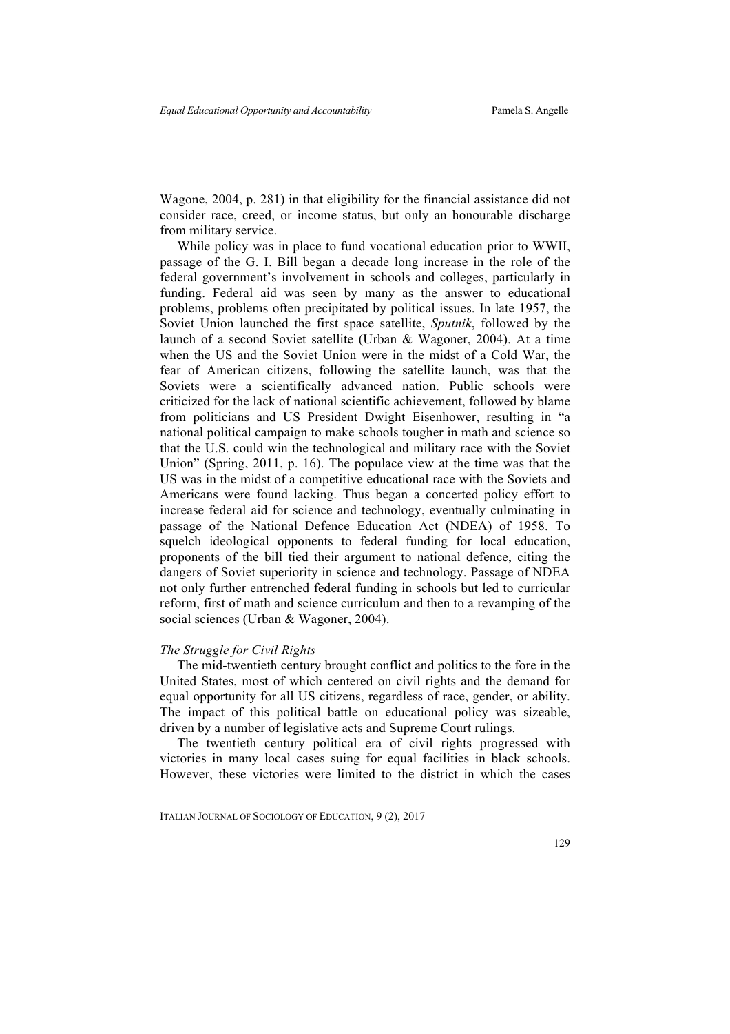Wagone, 2004, p. 281) in that eligibility for the financial assistance did not consider race, creed, or income status, but only an honourable discharge from military service.

While policy was in place to fund vocational education prior to WWII, passage of the G. I. Bill began a decade long increase in the role of the federal government's involvement in schools and colleges, particularly in funding. Federal aid was seen by many as the answer to educational problems, problems often precipitated by political issues. In late 1957, the Soviet Union launched the first space satellite, *Sputnik*, followed by the launch of a second Soviet satellite (Urban & Wagoner, 2004). At a time when the US and the Soviet Union were in the midst of a Cold War, the fear of American citizens, following the satellite launch, was that the Soviets were a scientifically advanced nation. Public schools were criticized for the lack of national scientific achievement, followed by blame from politicians and US President Dwight Eisenhower, resulting in "a national political campaign to make schools tougher in math and science so that the U.S. could win the technological and military race with the Soviet Union" (Spring, 2011, p. 16). The populace view at the time was that the US was in the midst of a competitive educational race with the Soviets and Americans were found lacking. Thus began a concerted policy effort to increase federal aid for science and technology, eventually culminating in passage of the National Defence Education Act (NDEA) of 1958. To squelch ideological opponents to federal funding for local education, proponents of the bill tied their argument to national defence, citing the dangers of Soviet superiority in science and technology. Passage of NDEA not only further entrenched federal funding in schools but led to curricular reform, first of math and science curriculum and then to a revamping of the social sciences (Urban & Wagoner, 2004).

### *The Struggle for Civil Rights*

The mid-twentieth century brought conflict and politics to the fore in the United States, most of which centered on civil rights and the demand for equal opportunity for all US citizens, regardless of race, gender, or ability. The impact of this political battle on educational policy was sizeable, driven by a number of legislative acts and Supreme Court rulings.

The twentieth century political era of civil rights progressed with victories in many local cases suing for equal facilities in black schools. However, these victories were limited to the district in which the cases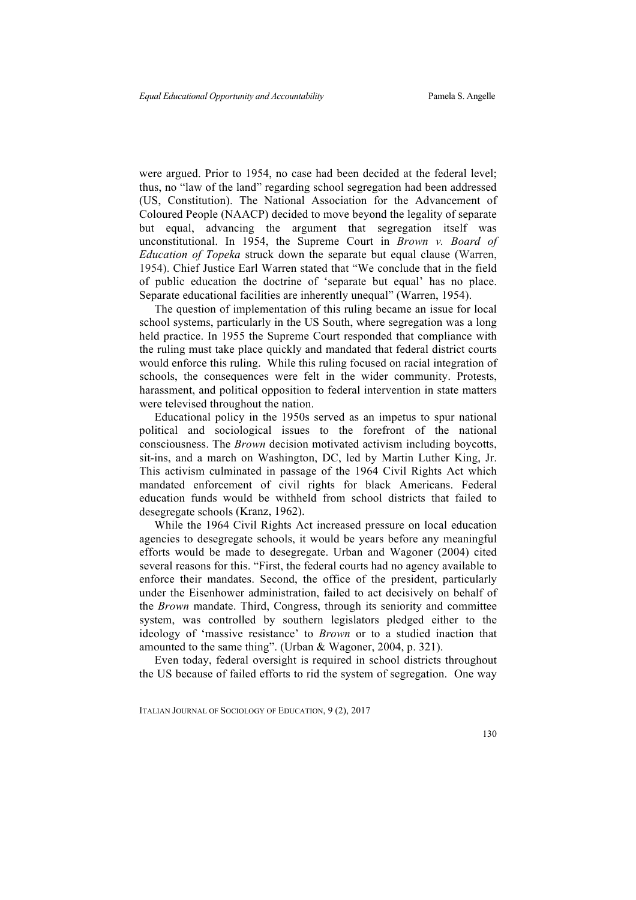were argued. Prior to 1954, no case had been decided at the federal level; thus, no "law of the land" regarding school segregation had been addressed (US, Constitution). The National Association for the Advancement of Coloured People (NAACP) decided to move beyond the legality of separate but equal, advancing the argument that segregation itself was unconstitutional. In 1954, the Supreme Court in *Brown v. Board of Education of Topeka* struck down the separate but equal clause (Warren, 1954). Chief Justice Earl Warren stated that "We conclude that in the field of public education the doctrine of 'separate but equal' has no place. Separate educational facilities are inherently unequal" (Warren, 1954).

The question of implementation of this ruling became an issue for local school systems, particularly in the US South, where segregation was a long held practice. In 1955 the Supreme Court responded that compliance with the ruling must take place quickly and mandated that federal district courts would enforce this ruling. While this ruling focused on racial integration of schools, the consequences were felt in the wider community. Protests, harassment, and political opposition to federal intervention in state matters were televised throughout the nation.

Educational policy in the 1950s served as an impetus to spur national political and sociological issues to the forefront of the national consciousness. The *Brown* decision motivated activism including boycotts, sit-ins, and a march on Washington, DC, led by Martin Luther King, Jr. This activism culminated in passage of the 1964 Civil Rights Act which mandated enforcement of civil rights for black Americans. Federal education funds would be withheld from school districts that failed to desegregate schools (Kranz, 1962).

While the 1964 Civil Rights Act increased pressure on local education agencies to desegregate schools, it would be years before any meaningful efforts would be made to desegregate. Urban and Wagoner (2004) cited several reasons for this. "First, the federal courts had no agency available to enforce their mandates. Second, the office of the president, particularly under the Eisenhower administration, failed to act decisively on behalf of the *Brown* mandate. Third, Congress, through its seniority and committee system, was controlled by southern legislators pledged either to the ideology of 'massive resistance' to *Brown* or to a studied inaction that amounted to the same thing". (Urban & Wagoner, 2004, p. 321).

Even today, federal oversight is required in school districts throughout the US because of failed efforts to rid the system of segregation. One way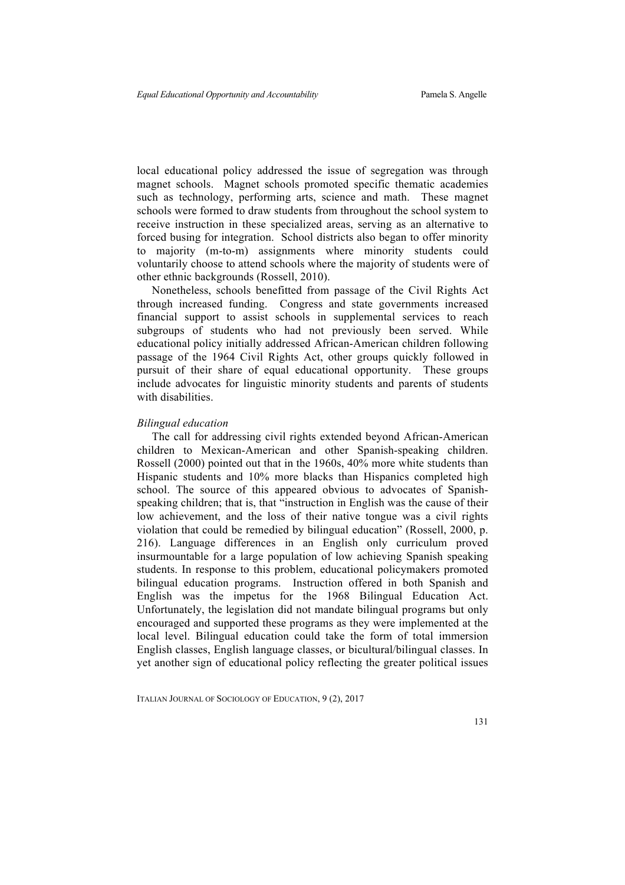local educational policy addressed the issue of segregation was through magnet schools. Magnet schools promoted specific thematic academies such as technology, performing arts, science and math. These magnet schools were formed to draw students from throughout the school system to receive instruction in these specialized areas, serving as an alternative to forced busing for integration. School districts also began to offer minority to majority (m-to-m) assignments where minority students could voluntarily choose to attend schools where the majority of students were of other ethnic backgrounds (Rossell, 2010).

Nonetheless, schools benefitted from passage of the Civil Rights Act through increased funding. Congress and state governments increased financial support to assist schools in supplemental services to reach subgroups of students who had not previously been served. While educational policy initially addressed African-American children following passage of the 1964 Civil Rights Act, other groups quickly followed in pursuit of their share of equal educational opportunity. These groups include advocates for linguistic minority students and parents of students with disabilities.

*Bilingual education*

The call for addressing civil rights extended beyond African-American children to Mexican-American and other Spanish-speaking children. Rossell (2000) pointed out that in the 1960s, 40% more white students than Hispanic students and 10% more blacks than Hispanics completed high school. The source of this appeared obvious to advocates of Spanish-speaking children; that is, that "instruction in English was the cause of their low achievement, and the loss of their native tongue was a civil rights violation that could be remedied by bilingual education" (Rossell, 2000, p. 216). Language differences in an English only curriculum proved insurmountable for a large population of low achieving Spanish speaking students. In response to this problem, educational policymakers promoted bilingual education programs. Instruction offered in both Spanish and English was the impetus for the 1968 Bilingual Education Act. Unfortunately, the legislation did not mandate bilingual programs but only encouraged and supported these programs as they were implemented at the local level. Bilingual education could take the form of total immersion English classes, English language classes, or bicultural/bilingual classes. In yet another sign of educational policy reflecting the greater political issues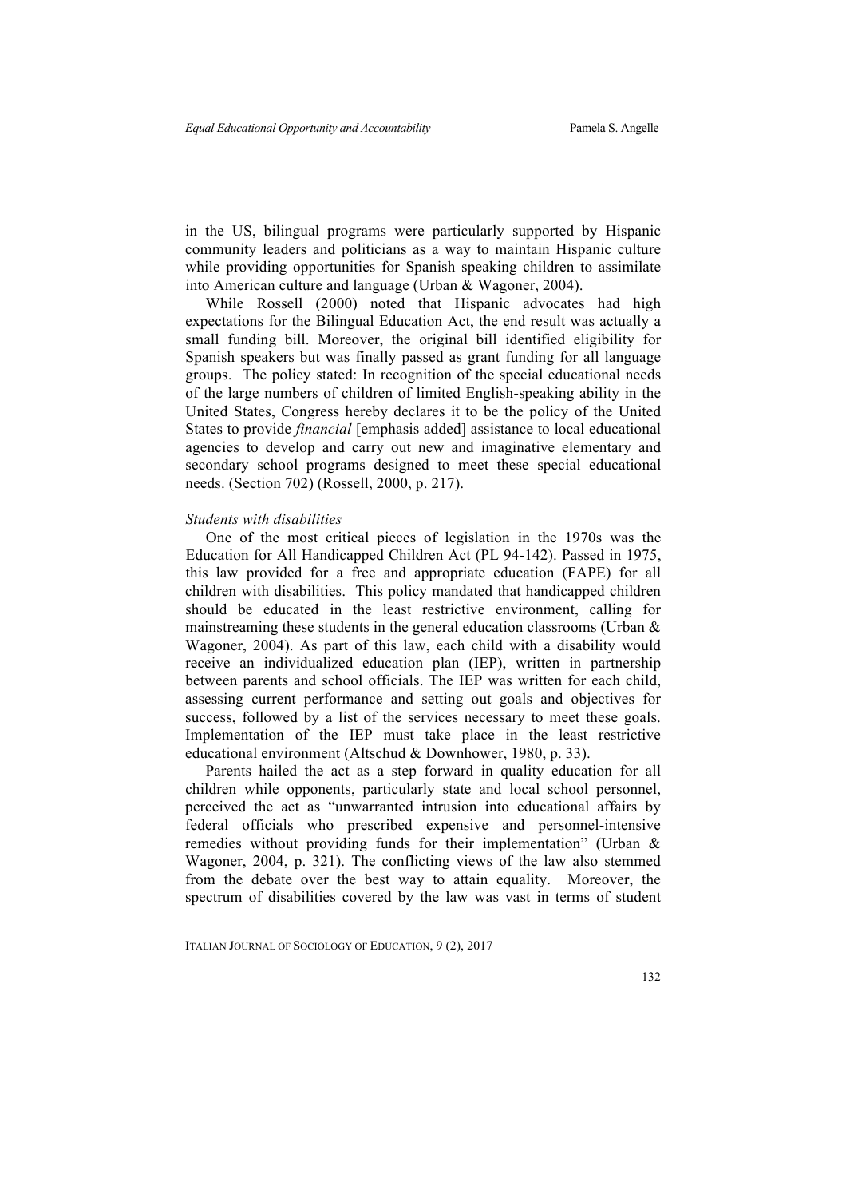in the US, bilingual programs were particularly supported by Hispanic community leaders and politicians as a way to maintain Hispanic culture while providing opportunities for Spanish speaking children to assimilate into American culture and language (Urban & Wagoner, 2004).

While Rossell (2000) noted that Hispanic advocates had high expectations for the Bilingual Education Act, the end result was actually a small funding bill. Moreover, the original bill identified eligibility for Spanish speakers but was finally passed as grant funding for all language groups. The policy stated: In recognition of the special educational needs of the large numbers of children of limited English-speaking ability in the United States, Congress hereby declares it to be the policy of the United States to provide *financial* [emphasis added] assistance to local educational agencies to develop and carry out new and imaginative elementary and secondary school programs designed to meet these special educational needs. (Section 702) (Rossell, 2000, p. 217).

*Students with disabilities*

One of the most critical pieces of legislation in the 1970s was the Education for All Handicapped Children Act (PL 94-142). Passed in 1975, this law provided for a free and appropriate education (FAPE) for all children with disabilities. This policy mandated that handicapped children should be educated in the least restrictive environment, calling for mainstreaming these students in the general education classrooms (Urban & Wagoner, 2004). As part of this law, each child with a disability would receive an individualized education plan (IEP), written in partnership between parents and school officials. The IEP was written for each child, assessing current performance and setting out goals and objectives for success, followed by a list of the services necessary to meet these goals. Implementation of the IEP must take place in the least restrictive educational environment (Altschud & Downhower, 1980, p. 33).

Parents hailed the act as a step forward in quality education for all children while opponents, particularly state and local school personnel, perceived the act as "unwarranted intrusion into educational affairs by federal officials who prescribed expensive and personnel-intensive remedies without providing funds for their implementation" (Urban & Wagoner, 2004, p. 321). The conflicting views of the law also stemmed from the debate over the best way to attain equality. Moreover, the spectrum of disabilities covered by the law was vast in terms of student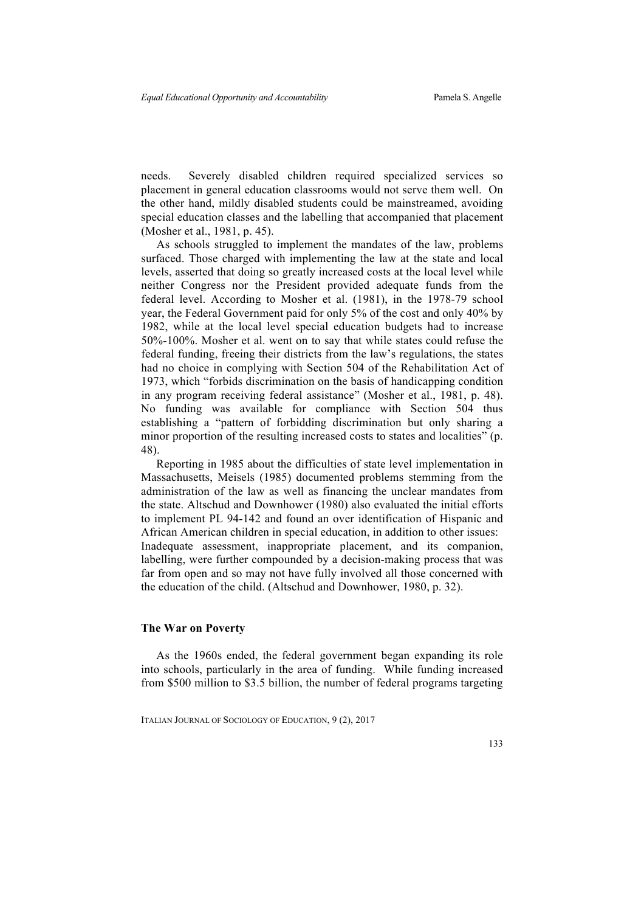needs. Severely disabled children required specialized services so placement in general education classrooms would not serve them well. On the other hand, mildly disabled students could be mainstreamed, avoiding special education classes and the labelling that accompanied that placement (Mosher et al., 1981, p. 45).

As schools struggled to implement the mandates of the law, problems surfaced. Those charged with implementing the law at the state and local levels, asserted that doing so greatly increased costs at the local level while neither Congress nor the President provided adequate funds from the federal level. According to Mosher et al. (1981), in the 1978-79 school year, the Federal Government paid for only 5% of the cost and only 40% by 1982, while at the local level special education budgets had to increase 50%-100%. Mosher et al. went on to say that while states could refuse the federal funding, freeing their districts from the law's regulations, the states had no choice in complying with Section 504 of the Rehabilitation Act of 1973, which "forbids discrimination on the basis of handicapping condition in any program receiving federal assistance" (Mosher et al., 1981, p. 48). No funding was available for compliance with Section 504 thus establishing a "pattern of forbidding discrimination but only sharing a minor proportion of the resulting increased costs to states and localities" (p. 48).

Reporting in 1985 about the difficulties of state level implementation in Massachusetts, Meisels (1985) documented problems stemming from the administration of the law as well as financing the unclear mandates from the state. Altschud and Downhower (1980) also evaluated the initial efforts to implement PL 94-142 and found an over identification of Hispanic and African American children in special education, in addition to other issues: Inadequate assessment, inappropriate placement, and its companion, labelling, were further compounded by a decision-making process that was far from open and so may not have fully involved all those concerned with the education of the child. (Altschud and Downhower, 1980, p. 32).

### The War on Poverty

As the 1960s ended, the federal government began expanding its role into schools, particularly in the area of funding. While funding increased from $500 million to $3.5 billion, the number of federal programs targeting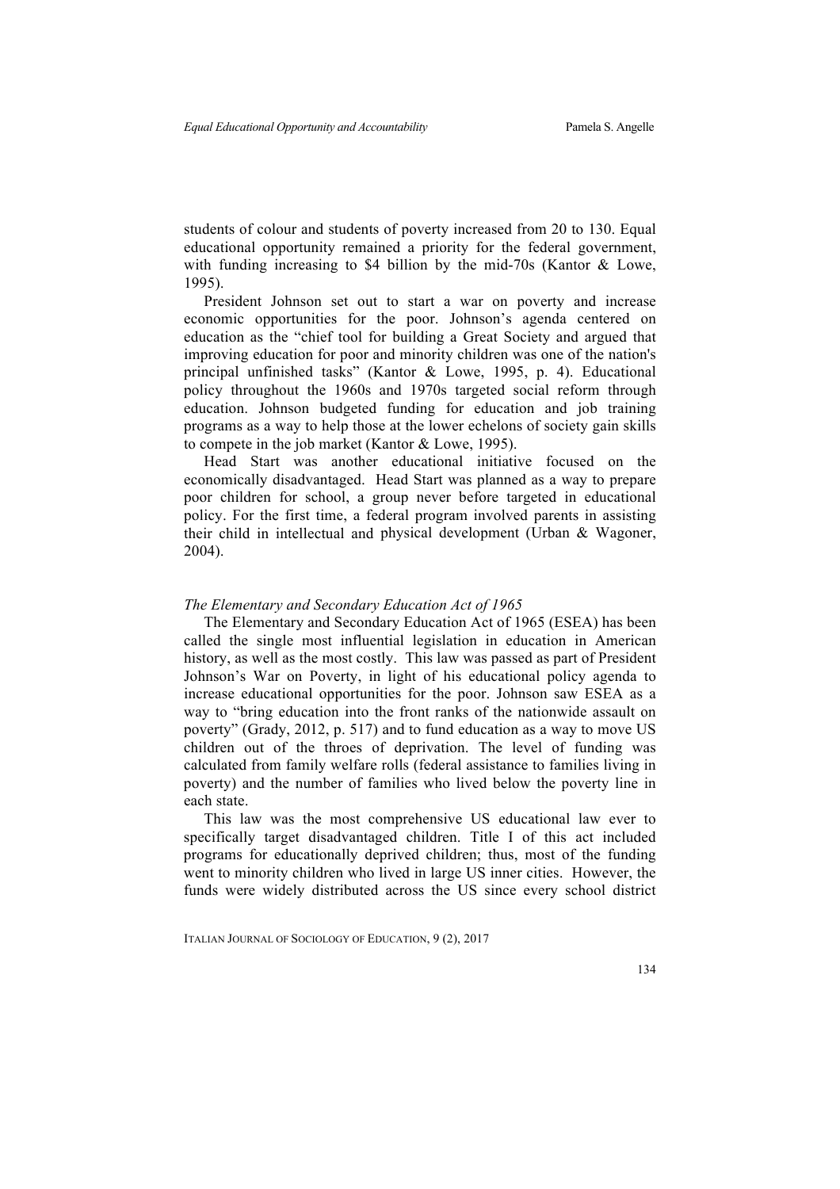students of colour and students of poverty increased from 20 to 130. Equal educational opportunity remained a priority for the federal government, with funding increasing to $4 billion by the mid-70s (Kantor & Lowe, 1995).

President Johnson set out to start a war on poverty and increase economic opportunities for the poor. Johnson's agenda centered on education as the "chief tool for building a Great Society and argued that improving education for poor and minority children was one of the nation's principal unfinished tasks" (Kantor & Lowe, 1995, p. 4). Educational policy throughout the 1960s and 1970s targeted social reform through education. Johnson budgeted funding for education and job training programs as a way to help those at the lower echelons of society gain skills to compete in the job market (Kantor & Lowe, 1995).

Head Start was another educational initiative focused on the economically disadvantaged. Head Start was planned as a way to prepare poor children for school, a group never before targeted in educational policy. For the first time, a federal program involved parents in assisting their child in intellectual and physical development (Urban & Wagoner, 2004).

### *The Elementary and Secondary Education Act of 1965*

The Elementary and Secondary Education Act of 1965 (ESEA) has been called the single most influential legislation in education in American history, as well as the most costly. This law was passed as part of President Johnson's War on Poverty, in light of his educational policy agenda to increase educational opportunities for the poor. Johnson saw ESEA as a way to "bring education into the front ranks of the nationwide assault on poverty" (Grady, 2012, p. 517) and to fund education as a way to move US children out of the throes of deprivation. The level of funding was calculated from family welfare rolls (federal assistance to families living in poverty) and the number of families who lived below the poverty line in each state.

This law was the most comprehensive US educational law ever to specifically target disadvantaged children. Title I of this act included programs for educationally deprived children; thus, most of the funding went to minority children who lived in large US inner cities. However, the funds were widely distributed across the US since every school district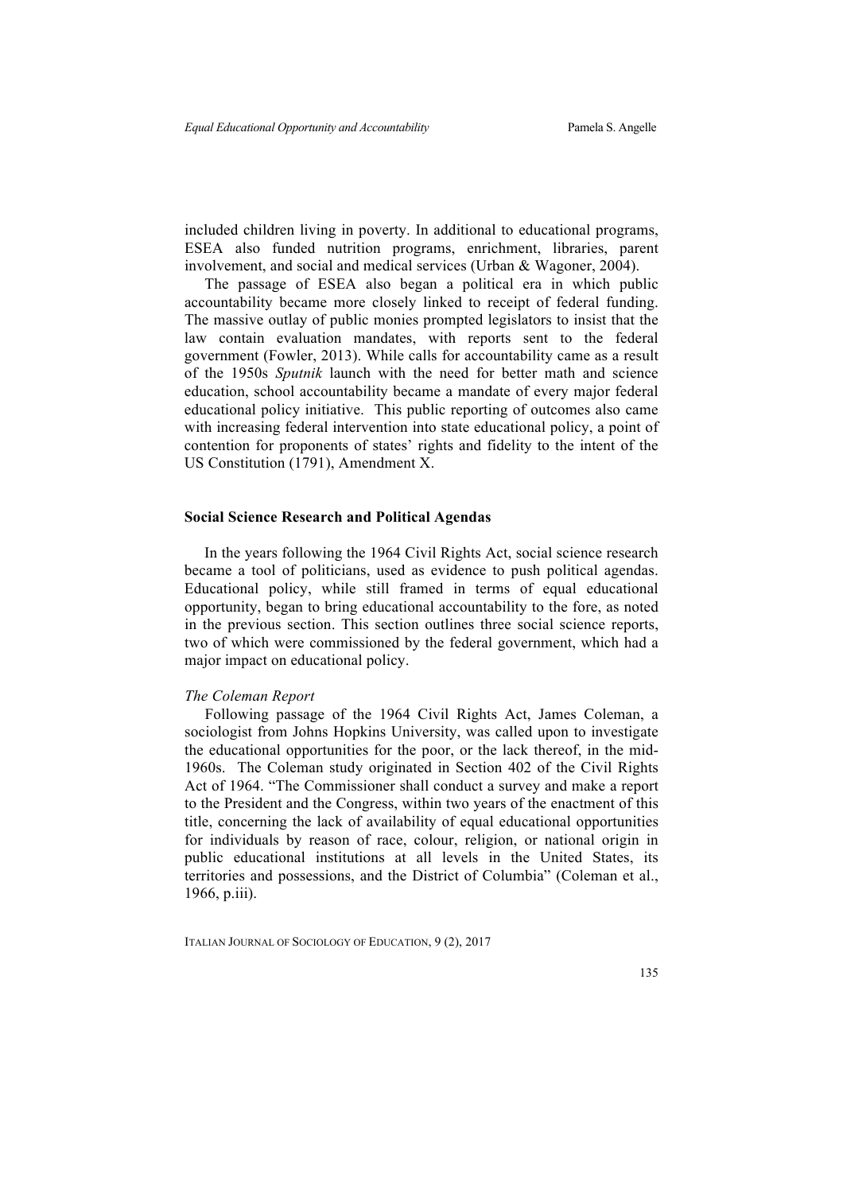included children living in poverty. In additional to educational programs, ESEA also funded nutrition programs, enrichment, libraries, parent involvement, and social and medical services (Urban & Wagoner, 2004).

The passage of ESEA also began a political era in which public accountability became more closely linked to receipt of federal funding. The massive outlay of public monies prompted legislators to insist that the law contain evaluation mandates, with reports sent to the federal government (Fowler, 2013). While calls for accountability came as a result of the 1950s *Sputnik* launch with the need for better math and science education, school accountability became a mandate of every major federal educational policy initiative. This public reporting of outcomes also came with increasing federal intervention into state educational policy, a point of contention for proponents of states' rights and fidelity to the intent of the US Constitution (1791), Amendment X.

## Social Science Research and Political Agendas

In the years following the 1964 Civil Rights Act, social science research became a tool of politicians, used as evidence to push political agendas. Educational policy, while still framed in terms of equal educational opportunity, began to bring educational accountability to the fore, as noted in the previous section. This section outlines three social science reports, two of which were commissioned by the federal government, which had a major impact on educational policy.

### *The Coleman Report*

Following passage of the 1964 Civil Rights Act, James Coleman, a sociologist from Johns Hopkins University, was called upon to investigate the educational opportunities for the poor, or the lack thereof, in the mid-1960s. The Coleman study originated in Section 402 of the Civil Rights Act of 1964. "The Commissioner shall conduct a survey and make a report to the President and the Congress, within two years of the enactment of this title, concerning the lack of availability of equal educational opportunities for individuals by reason of race, colour, religion, or national origin in public educational institutions at all levels in the United States, its territories and possessions, and the District of Columbia" (Coleman et al., 1966, p.iii).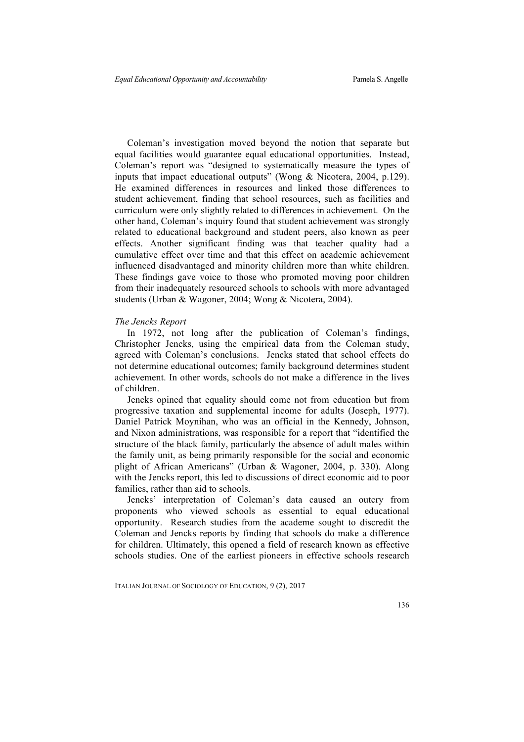Coleman's investigation moved beyond the notion that separate but equal facilities would guarantee equal educational opportunities. Instead, Coleman's report was "designed to systematically measure the types of inputs that impact educational outputs" (Wong & Nicotera, 2004, p.129). He examined differences in resources and linked those differences to student achievement, finding that school resources, such as facilities and curriculum were only slightly related to differences in achievement. On the other hand, Coleman's inquiry found that student achievement was strongly related to educational background and student peers, also known as peer effects. Another significant finding was that teacher quality had a cumulative effect over time and that this effect on academic achievement influenced disadvantaged and minority children more than white children. These findings gave voice to those who promoted moving poor children from their inadequately resourced schools to schools with more advantaged students (Urban & Wagoner, 2004; Wong & Nicotera, 2004).

*The Jencks Report*

In 1972, not long after the publication of Coleman's findings, Christopher Jencks, using the empirical data from the Coleman study, agreed with Coleman's conclusions. Jencks stated that school effects do not determine educational outcomes; family background determines student achievement. In other words, schools do not make a difference in the lives of children.

Jencks opined that equality should come not from education but from progressive taxation and supplemental income for adults (Joseph, 1977). Daniel Patrick Moynihan, who was an official in the Kennedy, Johnson, and Nixon administrations, was responsible for a report that "identified the structure of the black family, particularly the absence of adult males within the family unit, as being primarily responsible for the social and economic plight of African Americans" (Urban & Wagoner, 2004, p. 330). Along with the Jencks report, this led to discussions of direct economic aid to poor families, rather than aid to schools.

Jencks' interpretation of Coleman's data caused an outcry from proponents who viewed schools as essential to equal educational opportunity. Research studies from the academe sought to discredit the Coleman and Jencks reports by finding that schools do make a difference for children. Ultimately, this opened a field of research known as effective schools studies. One of the earliest pioneers in effective schools research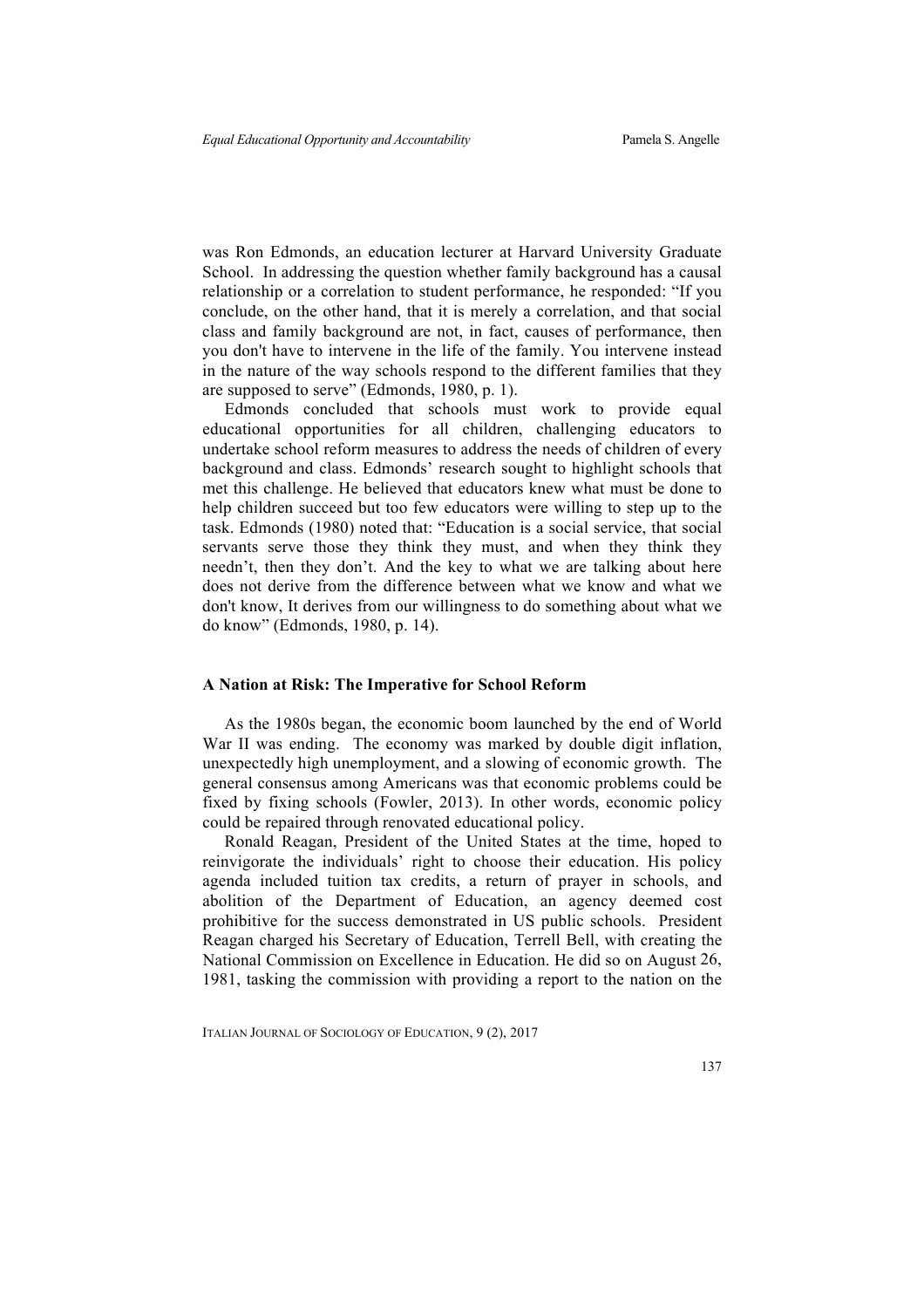was Ron Edmonds, an education lecturer at Harvard University Graduate School. In addressing the question whether family background has a causal relationship or a correlation to student performance, he responded: "If you conclude, on the other hand, that it is merely a correlation, and that social class and family background are not, in fact, causes of performance, then you don't have to intervene in the life of the family. You intervene instead in the nature of the way schools respond to the different families that they are supposed to serve" (Edmonds, 1980, p. 1).

Edmonds concluded that schools must work to provide equal educational opportunities for all children, challenging educators to undertake school reform measures to address the needs of children of every background and class. Edmonds' research sought to highlight schools that met this challenge. He believed that educators knew what must be done to help children succeed but too few educators were willing to step up to the task. Edmonds (1980) noted that: "Education is a social service, that social servants serve those they think they must, and when they think they needn't, then they don't. And the key to what we are talking about here does not derive from the difference between what we know and what we don't know, It derives from our willingness to do something about what we do know" (Edmonds, 1980, p. 14).

## A Nation at Risk: The Imperative for School Reform

As the 1980s began, the economic boom launched by the end of World War II was ending. The economy was marked by double digit inflation, unexpectedly high unemployment, and a slowing of economic growth. The general consensus among Americans was that economic problems could be fixed by fixing schools (Fowler, 2013). In other words, economic policy could be repaired through renovated educational policy.

Ronald Reagan, President of the United States at the time, hoped to reinvigorate the individuals' right to choose their education. His policy agenda included tuition tax credits, a return of prayer in schools, and abolition of the Department of Education, an agency deemed cost prohibitive for the success demonstrated in US public schools. President Reagan charged his Secretary of Education, Terrell Bell, with creating the National Commission on Excellence in Education. He did so on August 26, 1981, tasking the commission with providing a report to the nation on the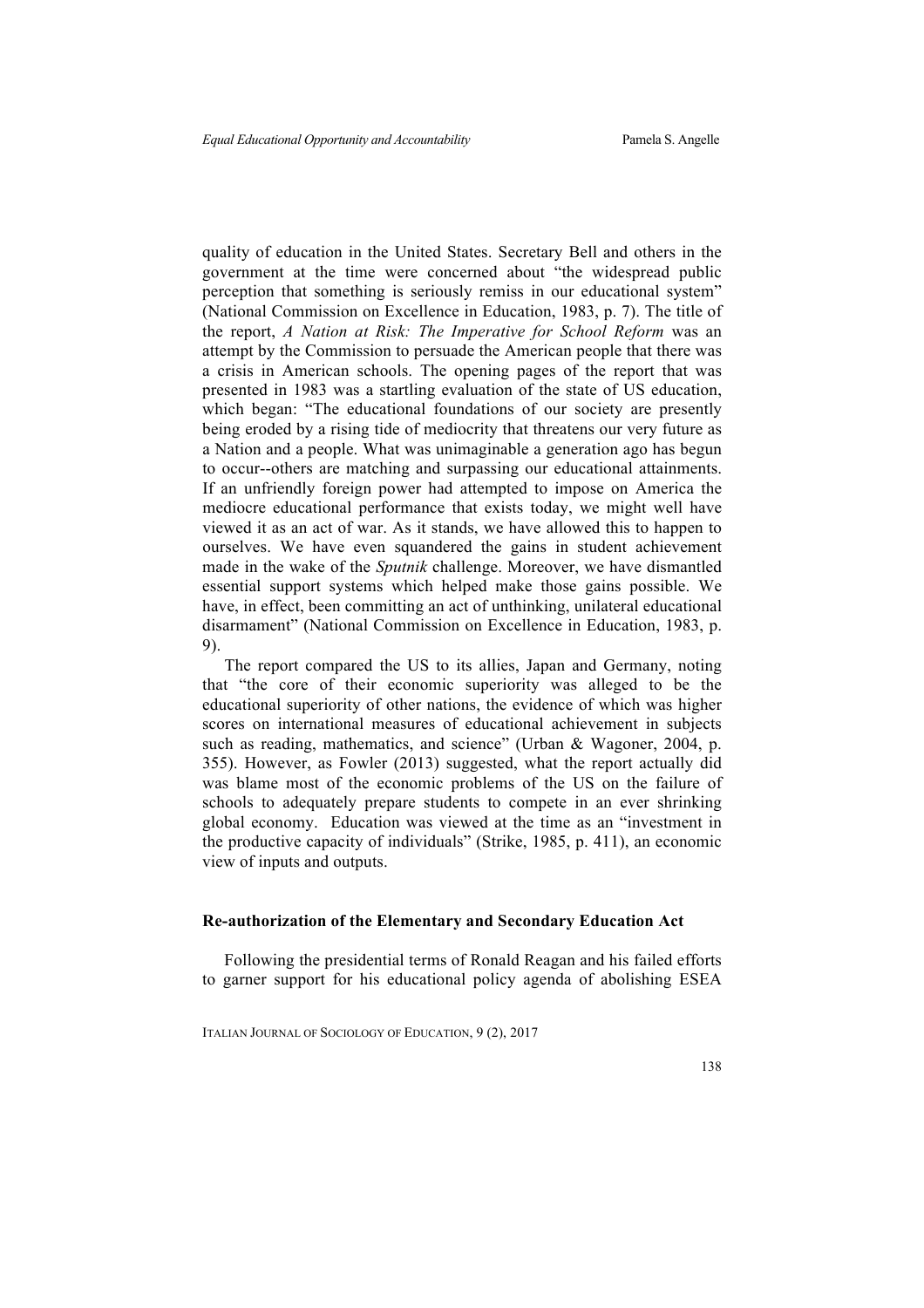quality of education in the United States. Secretary Bell and others in the government at the time were concerned about "the widespread public perception that something is seriously remiss in our educational system" (National Commission on Excellence in Education, 1983, p. 7). The title of the report, *A Nation at Risk: The Imperative for School Reform* was an attempt by the Commission to persuade the American people that there was a crisis in American schools. The opening pages of the report that was presented in 1983 was a startling evaluation of the state of US education, which began: "The educational foundations of our society are presently being eroded by a rising tide of mediocrity that threatens our very future as a Nation and a people. What was unimaginable a generation ago has begun to occur--others are matching and surpassing our educational attainments. If an unfriendly foreign power had attempted to impose on America the mediocre educational performance that exists today, we might well have viewed it as an act of war. As it stands, we have allowed this to happen to ourselves. We have even squandered the gains in student achievement made in the wake of the *Sputnik* challenge. Moreover, we have dismantled essential support systems which helped make those gains possible. We have, in effect, been committing an act of unthinking, unilateral educational disarmament" (National Commission on Excellence in Education, 1983, p. 9).

The report compared the US to its allies, Japan and Germany, noting that "the core of their economic superiority was alleged to be the educational superiority of other nations, the evidence of which was higher scores on international measures of educational achievement in subjects such as reading, mathematics, and science" (Urban & Wagoner, 2004, p. 355). However, as Fowler (2013) suggested, what the report actually did was blame most of the economic problems of the US on the failure of schools to adequately prepare students to compete in an ever shrinking global economy. Education was viewed at the time as an "investment in the productive capacity of individuals" (Strike, 1985, p. 411), an economic view of inputs and outputs.

### Re-authorization of the Elementary and Secondary Education Act

Following the presidential terms of Ronald Reagan and his failed efforts to garner support for his educational policy agenda of abolishing ESEA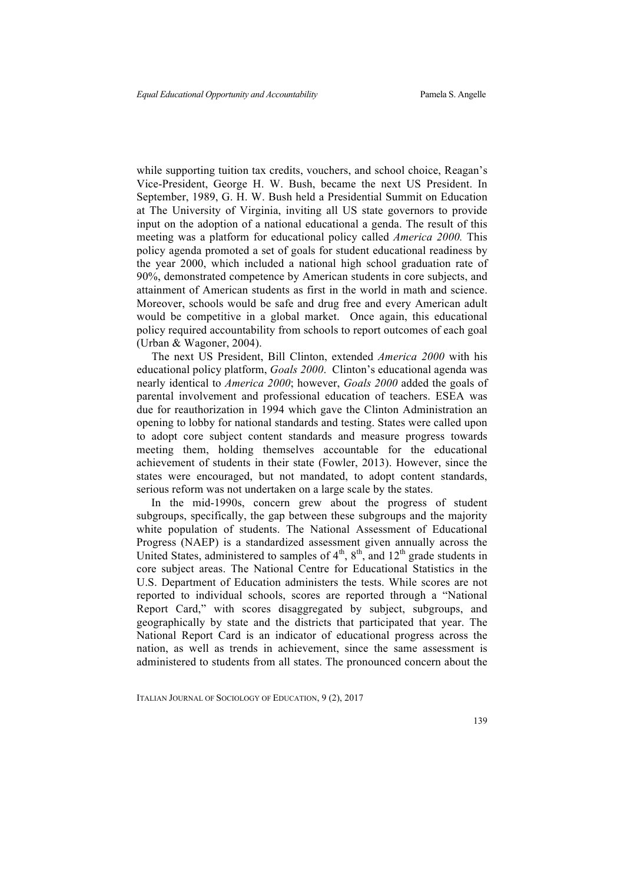while supporting tuition tax credits, vouchers, and school choice, Reagan's Vice-President, George H. W. Bush, became the next US President. In September, 1989, G. H. W. Bush held a Presidential Summit on Education at The University of Virginia, inviting all US state governors to provide input on the adoption of a national educational a genda. The result of this meeting was a platform for educational policy called *America 2000.* This policy agenda promoted a set of goals for student educational readiness by the year 2000, which included a national high school graduation rate of 90%, demonstrated competence by American students in core subjects, and attainment of American students as first in the world in math and science. Moreover, schools would be safe and drug free and every American adult would be competitive in a global market. Once again, this educational policy required accountability from schools to report outcomes of each goal (Urban & Wagoner, 2004).

The next US President, Bill Clinton, extended *America 2000* with his educational policy platform, *Goals 2000*. Clinton's educational agenda was nearly identical to *America 2000*; however, *Goals 2000* added the goals of parental involvement and professional education of teachers. ESEA was due for reauthorization in 1994 which gave the Clinton Administration an opening to lobby for national standards and testing. States were called upon to adopt core subject content standards and measure progress towards meeting them, holding themselves accountable for the educational achievement of students in their state (Fowler, 2013). However, since the states were encouraged, but not mandated, to adopt content standards, serious reform was not undertaken on a large scale by the states.

In the mid-1990s, concern grew about the progress of student subgroups, specifically, the gap between these subgroups and the majority white population of students. The National Assessment of Educational Progress (NAEP) is a standardized assessment given annually across the United States, administered to samples of 4th, 8th, and 12th grade students in core subject areas. The National Centre for Educational Statistics in the U.S. Department of Education administers the tests. While scores are not reported to individual schools, scores are reported through a "National Report Card," with scores disaggregated by subject, subgroups, and geographically by state and the districts that participated that year. The National Report Card is an indicator of educational progress across the nation, as well as trends in achievement, since the same assessment is administered to students from all states. The pronounced concern about the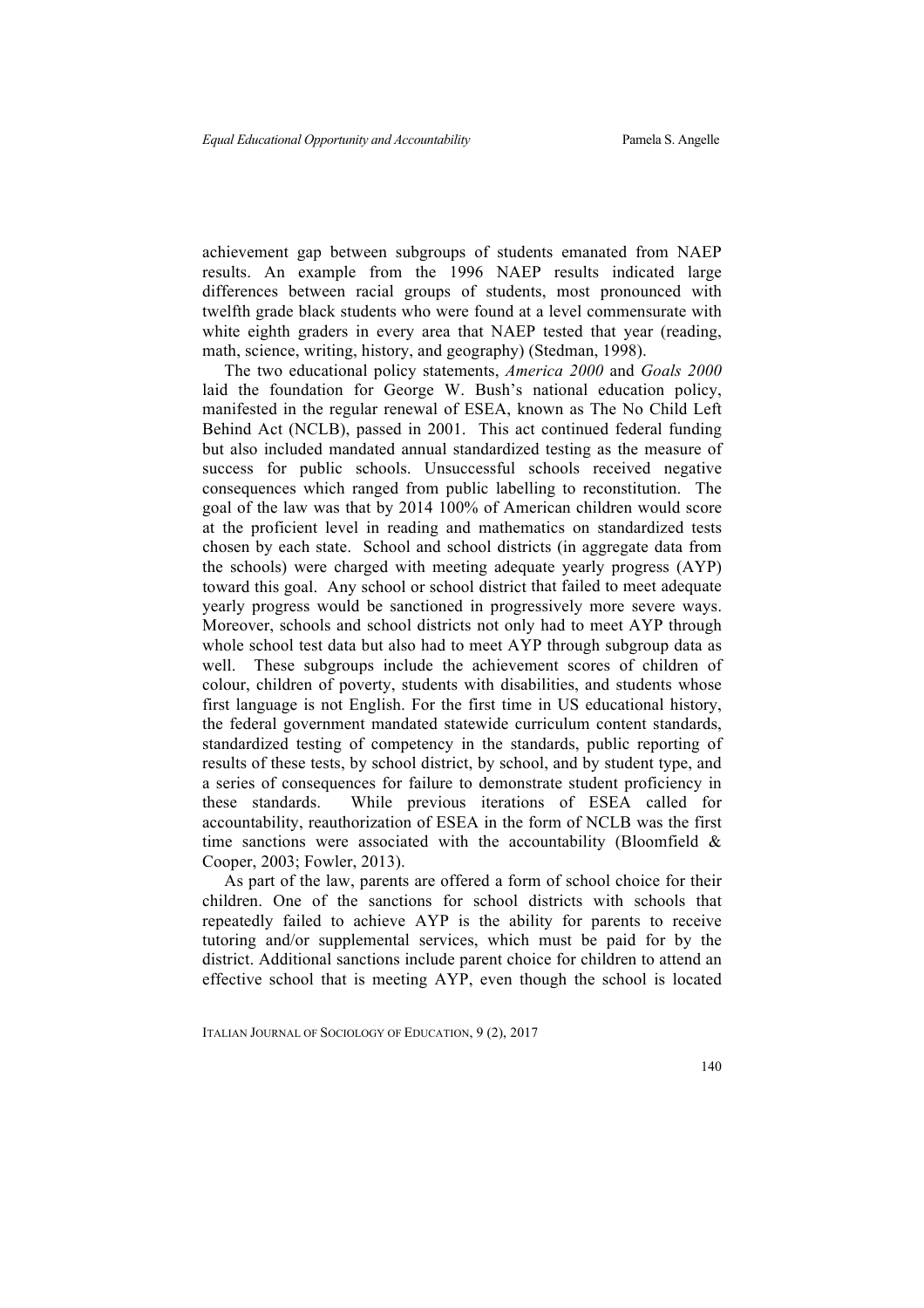achievement gap between subgroups of students emanated from NAEP results. An example from the 1996 NAEP results indicated large differences between racial groups of students, most pronounced with twelfth grade black students who were found at a level commensurate with white eighth graders in every area that NAEP tested that year (reading, math, science, writing, history, and geography) (Stedman, 1998).

The two educational policy statements, *America 2000* and *Goals 2000* laid the foundation for George W. Bush's national education policy, manifested in the regular renewal of ESEA, known as The No Child Left Behind Act (NCLB), passed in 2001. This act continued federal funding but also included mandated annual standardized testing as the measure of success for public schools. Unsuccessful schools received negative consequences which ranged from public labelling to reconstitution. The goal of the law was that by 2014 100% of American children would score at the proficient level in reading and mathematics on standardized tests chosen by each state. School and school districts (in aggregate data from the schools) were charged with meeting adequate yearly progress (AYP) toward this goal. Any school or school district that failed to meet adequate yearly progress would be sanctioned in progressively more severe ways. Moreover, schools and school districts not only had to meet AYP through whole school test data but also had to meet AYP through subgroup data as well. These subgroups include the achievement scores of children of colour, children of poverty, students with disabilities, and students whose first language is not English. For the first time in US educational history, the federal government mandated statewide curriculum content standards, standardized testing of competency in the standards, public reporting of results of these tests, by school district, by school, and by student type, and a series of consequences for failure to demonstrate student proficiency in these standards. While previous iterations of ESEA called for accountability, reauthorization of ESEA in the form of NCLB was the first time sanctions were associated with the accountability (Bloomfield & Cooper, 2003; Fowler, 2013).

As part of the law, parents are offered a form of school choice for their children. One of the sanctions for school districts with schools that repeatedly failed to achieve AYP is the ability for parents to receive tutoring and/or supplemental services, which must be paid for by the district. Additional sanctions include parent choice for children to attend an effective school that is meeting AYP, even though the school is located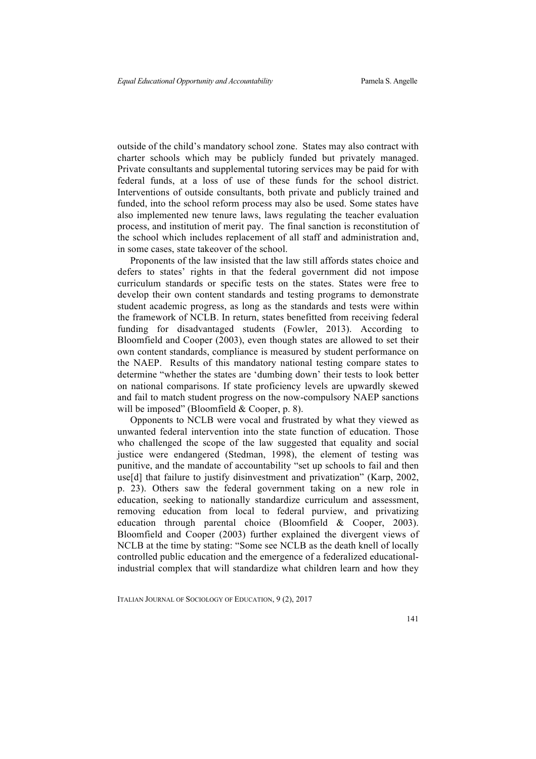outside of the child's mandatory school zone. States may also contract with charter schools which may be publicly funded but privately managed. Private consultants and supplemental tutoring services may be paid for with federal funds, at a loss of use of these funds for the school district. Interventions of outside consultants, both private and publicly trained and funded, into the school reform process may also be used. Some states have also implemented new tenure laws, laws regulating the teacher evaluation process, and institution of merit pay. The final sanction is reconstitution of the school which includes replacement of all staff and administration and, in some cases, state takeover of the school.

Proponents of the law insisted that the law still affords states choice and defers to states' rights in that the federal government did not impose curriculum standards or specific tests on the states. States were free to develop their own content standards and testing programs to demonstrate student academic progress, as long as the standards and tests were within the framework of NCLB. In return, states benefitted from receiving federal funding for disadvantaged students (Fowler, 2013). According to Bloomfield and Cooper (2003), even though states are allowed to set their own content standards, compliance is measured by student performance on the NAEP. Results of this mandatory national testing compare states to determine "whether the states are 'dumbing down' their tests to look better on national comparisons. If state proficiency levels are upwardly skewed and fail to match student progress on the now-compulsory NAEP sanctions will be imposed" (Bloomfield & Cooper, p. 8).

Opponents to NCLB were vocal and frustrated by what they viewed as unwanted federal intervention into the state function of education. Those who challenged the scope of the law suggested that equality and social justice were endangered (Stedman, 1998), the element of testing was punitive, and the mandate of accountability "set up schools to fail and then use[d] that failure to justify disinvestment and privatization" (Karp, 2002, p. 23). Others saw the federal government taking on a new role in education, seeking to nationally standardize curriculum and assessment, removing education from local to federal purview, and privatizing education through parental choice (Bloomfield & Cooper, 2003). Bloomfield and Cooper (2003) further explained the divergent views of NCLB at the time by stating: "Some see NCLB as the death knell of locally controlled public education and the emergence of a federalized educational-industrial complex that will standardize what children learn and how they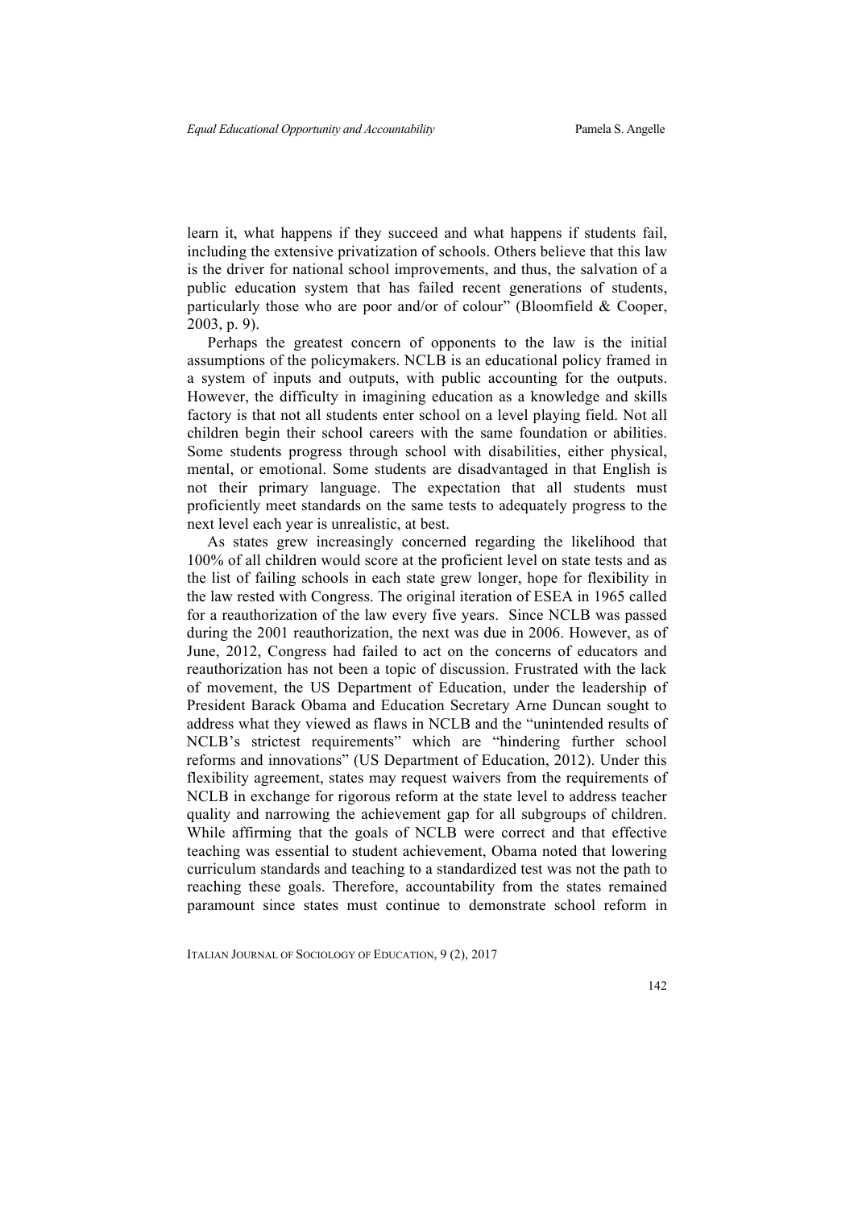learn it, what happens if they succeed and what happens if students fail, including the extensive privatization of schools. Others believe that this law is the driver for national school improvements, and thus, the salvation of a public education system that has failed recent generations of students, particularly those who are poor and/or of colour" (Bloomfield & Cooper, 2003, p. 9).

Perhaps the greatest concern of opponents to the law is the initial assumptions of the policymakers. NCLB is an educational policy framed in a system of inputs and outputs, with public accounting for the outputs. However, the difficulty in imagining education as a knowledge and skills factory is that not all students enter school on a level playing field. Not all children begin their school careers with the same foundation or abilities. Some students progress through school with disabilities, either physical, mental, or emotional. Some students are disadvantaged in that English is not their primary language. The expectation that all students must proficiently meet standards on the same tests to adequately progress to the next level each year is unrealistic, at best.

As states grew increasingly concerned regarding the likelihood that 100% of all children would score at the proficient level on state tests and as the list of failing schools in each state grew longer, hope for flexibility in the law rested with Congress. The original iteration of ESEA in 1965 called for a reauthorization of the law every five years. Since NCLB was passed during the 2001 reauthorization, the next was due in 2006. However, as of June, 2012, Congress had failed to act on the concerns of educators and reauthorization has not been a topic of discussion. Frustrated with the lack of movement, the US Department of Education, under the leadership of President Barack Obama and Education Secretary Arne Duncan sought to address what they viewed as flaws in NCLB and the "unintended results of NCLB's strictest requirements" which are "hindering further school reforms and innovations" (US Department of Education, 2012). Under this flexibility agreement, states may request waivers from the requirements of NCLB in exchange for rigorous reform at the state level to address teacher quality and narrowing the achievement gap for all subgroups of children. While affirming that the goals of NCLB were correct and that effective teaching was essential to student achievement, Obama noted that lowering curriculum standards and teaching to a standardized test was not the path to reaching these goals. Therefore, accountability from the states remained paramount since states must continue to demonstrate school reform in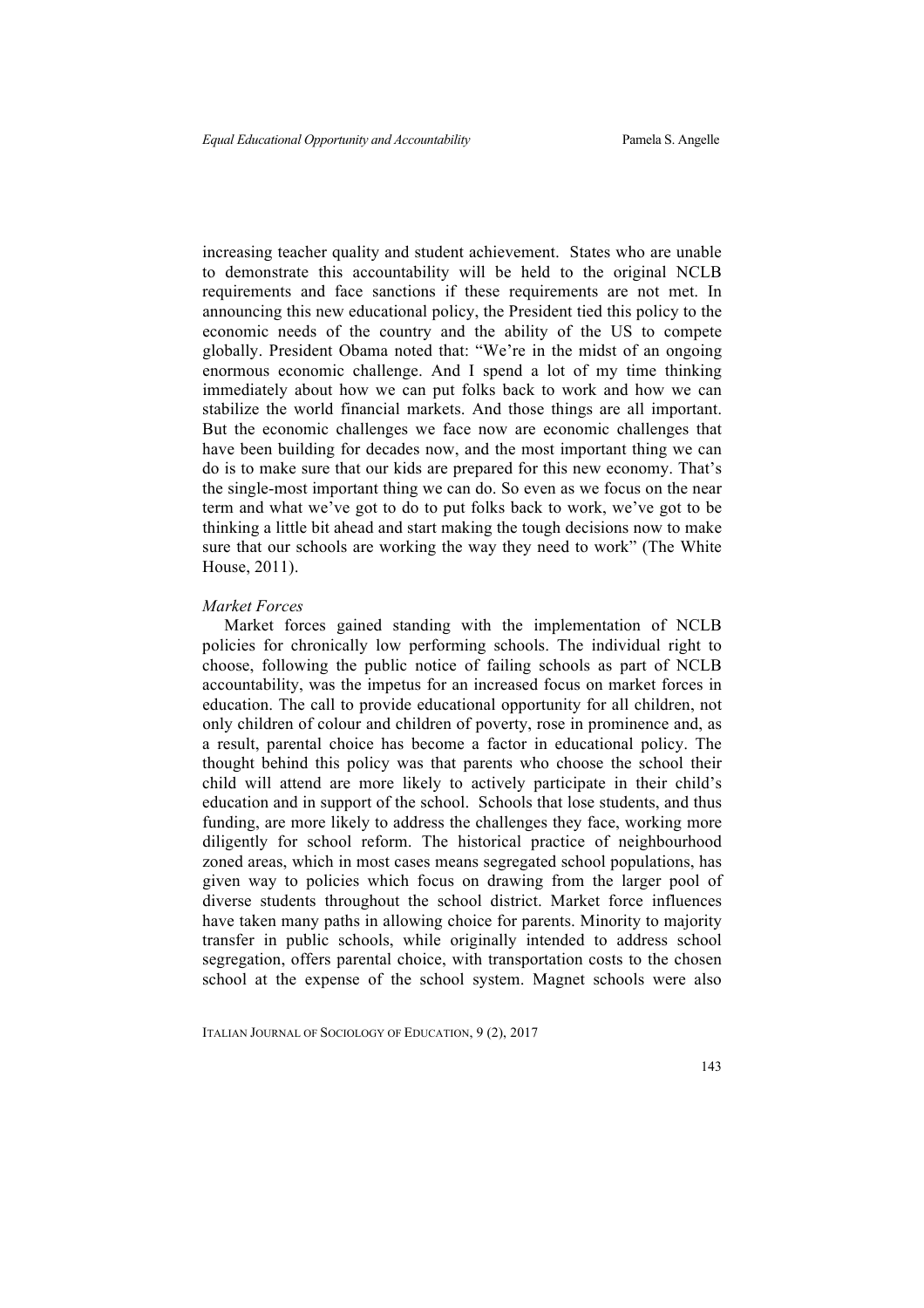increasing teacher quality and student achievement. States who are unable to demonstrate this accountability will be held to the original NCLB requirements and face sanctions if these requirements are not met. In announcing this new educational policy, the President tied this policy to the economic needs of the country and the ability of the US to compete globally. President Obama noted that: "We're in the midst of an ongoing enormous economic challenge. And I spend a lot of my time thinking immediately about how we can put folks back to work and how we can stabilize the world financial markets. And those things are all important. But the economic challenges we face now are economic challenges that have been building for decades now, and the most important thing we can do is to make sure that our kids are prepared for this new economy. That's the single-most important thing we can do. So even as we focus on the near term and what we've got to do to put folks back to work, we've got to be thinking a little bit ahead and start making the tough decisions now to make sure that our schools are working the way they need to work" (The White House, 2011).

*Market Forces*

Market forces gained standing with the implementation of NCLB policies for chronically low performing schools. The individual right to choose, following the public notice of failing schools as part of NCLB accountability, was the impetus for an increased focus on market forces in education. The call to provide educational opportunity for all children, not only children of colour and children of poverty, rose in prominence and, as a result, parental choice has become a factor in educational policy. The thought behind this policy was that parents who choose the school their child will attend are more likely to actively participate in their child's education and in support of the school. Schools that lose students, and thus funding, are more likely to address the challenges they face, working more diligently for school reform. The historical practice of neighbourhood zoned areas, which in most cases means segregated school populations, has given way to policies which focus on drawing from the larger pool of diverse students throughout the school district. Market force influences have taken many paths in allowing choice for parents. Minority to majority transfer in public schools, while originally intended to address school segregation, offers parental choice, with transportation costs to the chosen school at the expense of the school system. Magnet schools were also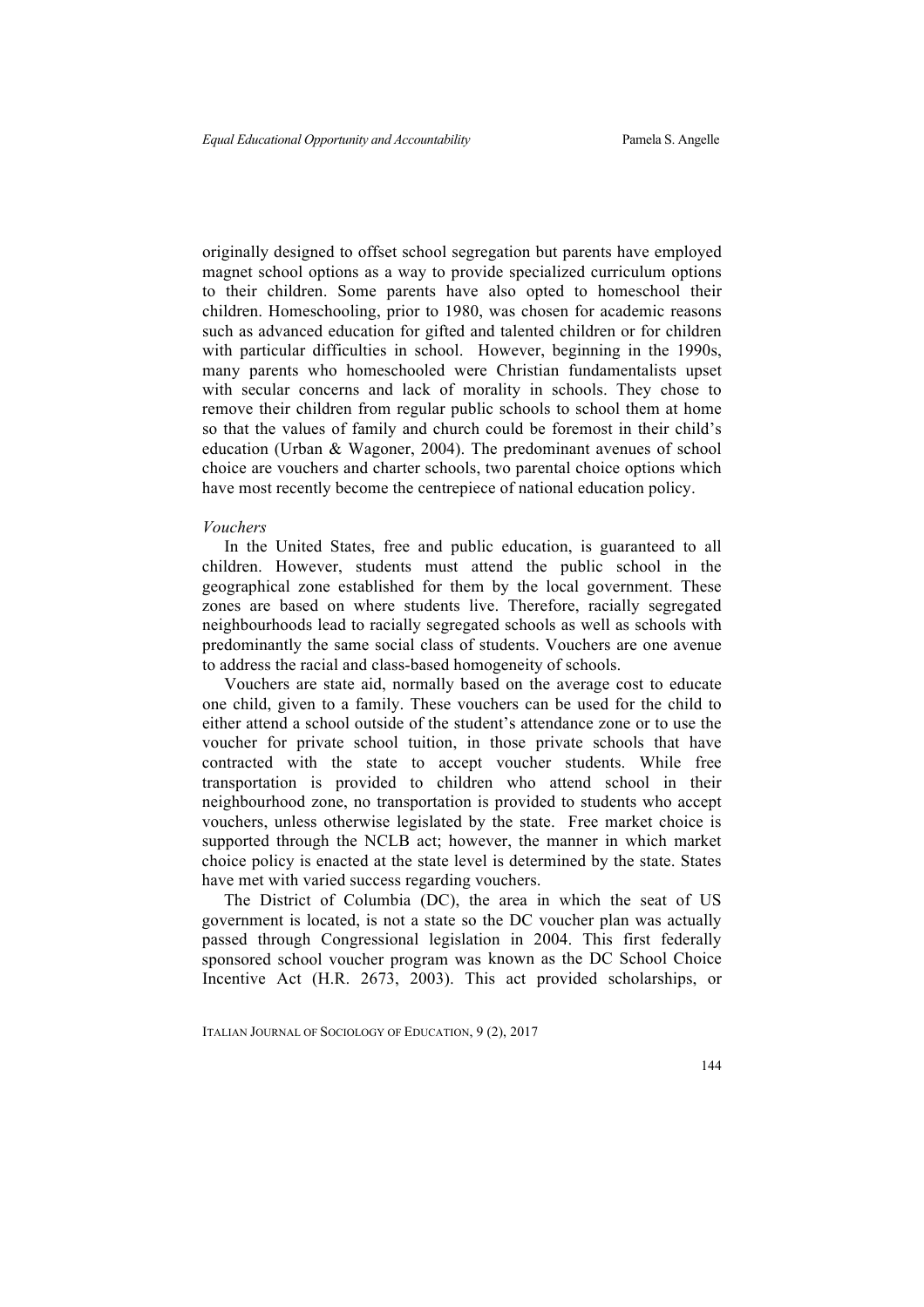originally designed to offset school segregation but parents have employed magnet school options as a way to provide specialized curriculum options to their children. Some parents have also opted to homeschool their children. Homeschooling, prior to 1980, was chosen for academic reasons such as advanced education for gifted and talented children or for children with particular difficulties in school. However, beginning in the 1990s, many parents who homeschooled were Christian fundamentalists upset with secular concerns and lack of morality in schools. They chose to remove their children from regular public schools to school them at home so that the values of family and church could be foremost in their child's education (Urban & Wagoner, 2004). The predominant avenues of school choice are vouchers and charter schools, two parental choice options which have most recently become the centrepiece of national education policy.

*Vouchers*

In the United States, free and public education, is guaranteed to all children. However, students must attend the public school in the geographical zone established for them by the local government. These zones are based on where students live. Therefore, racially segregated neighbourhoods lead to racially segregated schools as well as schools with predominantly the same social class of students. Vouchers are one avenue to address the racial and class-based homogeneity of schools.

Vouchers are state aid, normally based on the average cost to educate one child, given to a family. These vouchers can be used for the child to either attend a school outside of the student's attendance zone or to use the voucher for private school tuition, in those private schools that have contracted with the state to accept voucher students. While free transportation is provided to children who attend school in their neighbourhood zone, no transportation is provided to students who accept vouchers, unless otherwise legislated by the state. Free market choice is supported through the NCLB act; however, the manner in which market choice policy is enacted at the state level is determined by the state. States have met with varied success regarding vouchers.

The District of Columbia (DC), the area in which the seat of US government is located, is not a state so the DC voucher plan was actually passed through Congressional legislation in 2004. This first federally sponsored school voucher program was known as the DC School Choice Incentive Act (H.R. 2673, 2003). This act provided scholarships, or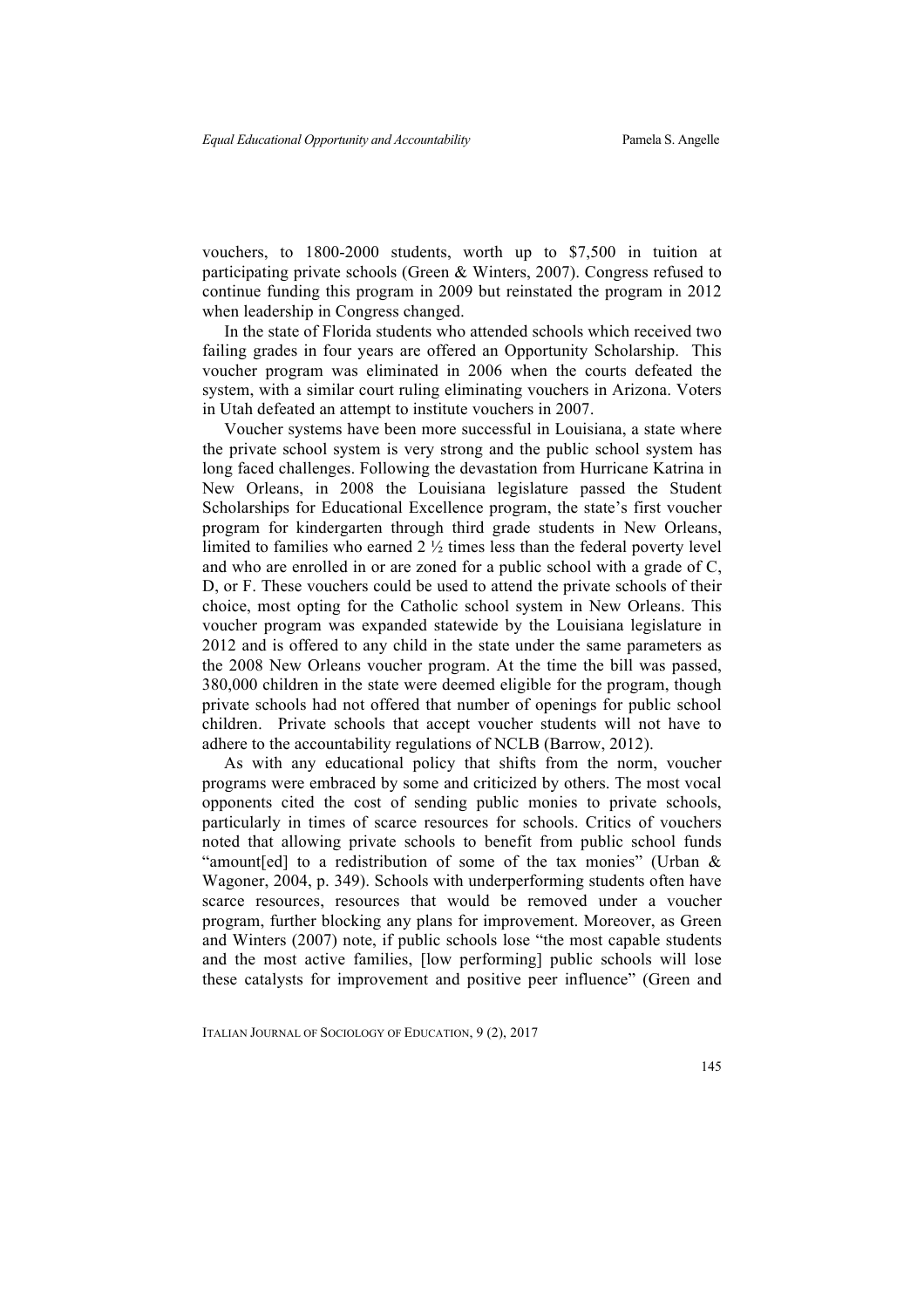vouchers, to 1800-2000 students, worth up to $7,500 in tuition at participating private schools (Green & Winters, 2007). Congress refused to continue funding this program in 2009 but reinstated the program in 2012 when leadership in Congress changed.

In the state of Florida students who attended schools which received two failing grades in four years are offered an Opportunity Scholarship. This voucher program was eliminated in 2006 when the courts defeated the system, with a similar court ruling eliminating vouchers in Arizona. Voters in Utah defeated an attempt to institute vouchers in 2007.

Voucher systems have been more successful in Louisiana, a state where the private school system is very strong and the public school system has long faced challenges. Following the devastation from Hurricane Katrina in New Orleans, in 2008 the Louisiana legislature passed the Student Scholarships for Educational Excellence program, the state's first voucher program for kindergarten through third grade students in New Orleans, limited to families who earned 2 ½ times less than the federal poverty level and who are enrolled in or are zoned for a public school with a grade of C, D, or F. These vouchers could be used to attend the private schools of their choice, most opting for the Catholic school system in New Orleans. This voucher program was expanded statewide by the Louisiana legislature in 2012 and is offered to any child in the state under the same parameters as the 2008 New Orleans voucher program. At the time the bill was passed, 380,000 children in the state were deemed eligible for the program, though private schools had not offered that number of openings for public school children. Private schools that accept voucher students will not have to adhere to the accountability regulations of NCLB (Barrow, 2012).

As with any educational policy that shifts from the norm, voucher programs were embraced by some and criticized by others. The most vocal opponents cited the cost of sending public monies to private schools, particularly in times of scarce resources for schools. Critics of vouchers noted that allowing private schools to benefit from public school funds "amount[ed] to a redistribution of some of the tax monies" (Urban & Wagoner, 2004, p. 349). Schools with underperforming students often have scarce resources, resources that would be removed under a voucher program, further blocking any plans for improvement. Moreover, as Green and Winters (2007) note, if public schools lose "the most capable students and the most active families, [low performing] public schools will lose these catalysts for improvement and positive peer influence" (Green and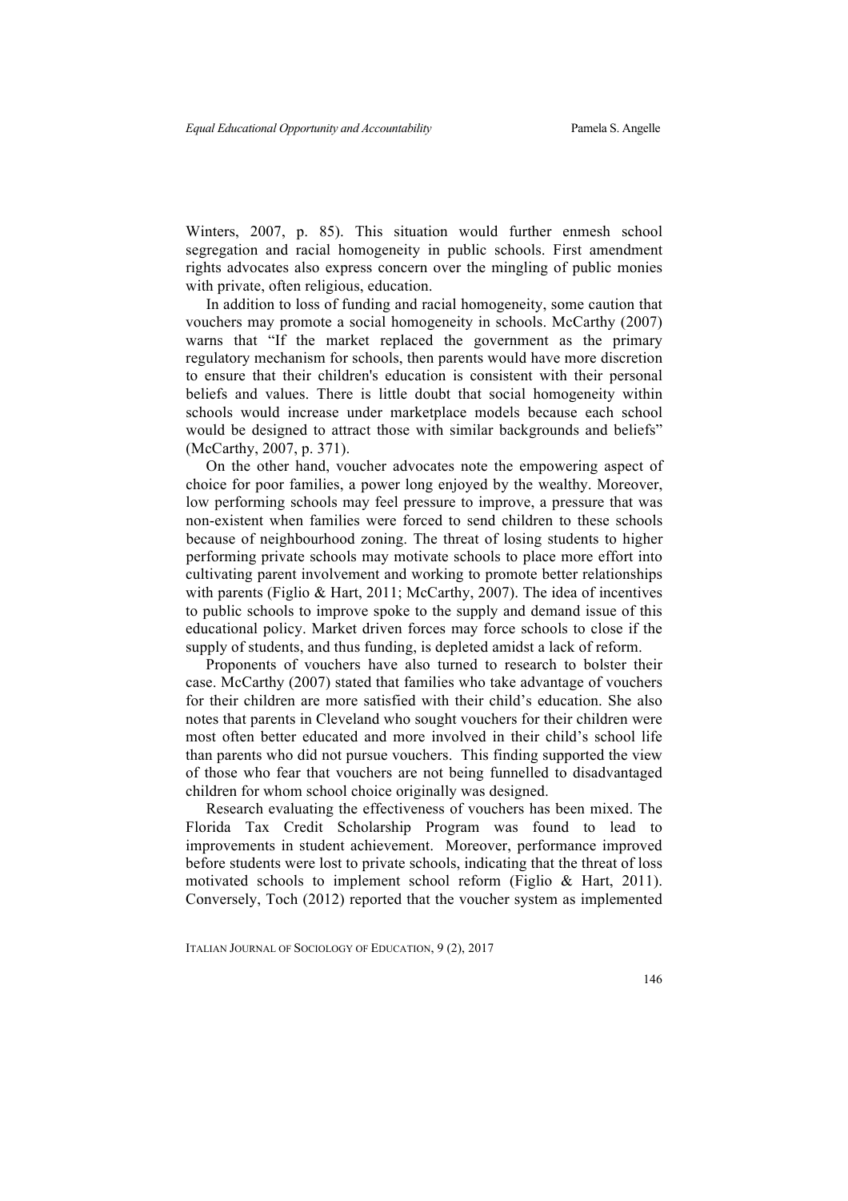Winters, 2007, p. 85). This situation would further enmesh school segregation and racial homogeneity in public schools. First amendment rights advocates also express concern over the mingling of public monies with private, often religious, education.

In addition to loss of funding and racial homogeneity, some caution that vouchers may promote a social homogeneity in schools. McCarthy (2007) warns that "If the market replaced the government as the primary regulatory mechanism for schools, then parents would have more discretion to ensure that their children's education is consistent with their personal beliefs and values. There is little doubt that social homogeneity within schools would increase under marketplace models because each school would be designed to attract those with similar backgrounds and beliefs" (McCarthy, 2007, p. 371).

On the other hand, voucher advocates note the empowering aspect of choice for poor families, a power long enjoyed by the wealthy. Moreover, low performing schools may feel pressure to improve, a pressure that was non-existent when families were forced to send children to these schools because of neighbourhood zoning. The threat of losing students to higher performing private schools may motivate schools to place more effort into cultivating parent involvement and working to promote better relationships with parents (Figlio & Hart, 2011; McCarthy, 2007). The idea of incentives to public schools to improve spoke to the supply and demand issue of this educational policy. Market driven forces may force schools to close if the supply of students, and thus funding, is depleted amidst a lack of reform.

Proponents of vouchers have also turned to research to bolster their case. McCarthy (2007) stated that families who take advantage of vouchers for their children are more satisfied with their child's education. She also notes that parents in Cleveland who sought vouchers for their children were most often better educated and more involved in their child's school life than parents who did not pursue vouchers. This finding supported the view of those who fear that vouchers are not being funnelled to disadvantaged children for whom school choice originally was designed.

Research evaluating the effectiveness of vouchers has been mixed. The Florida Tax Credit Scholarship Program was found to lead to improvements in student achievement. Moreover, performance improved before students were lost to private schools, indicating that the threat of loss motivated schools to implement school reform (Figlio & Hart, 2011). Conversely, Toch (2012) reported that the voucher system as implemented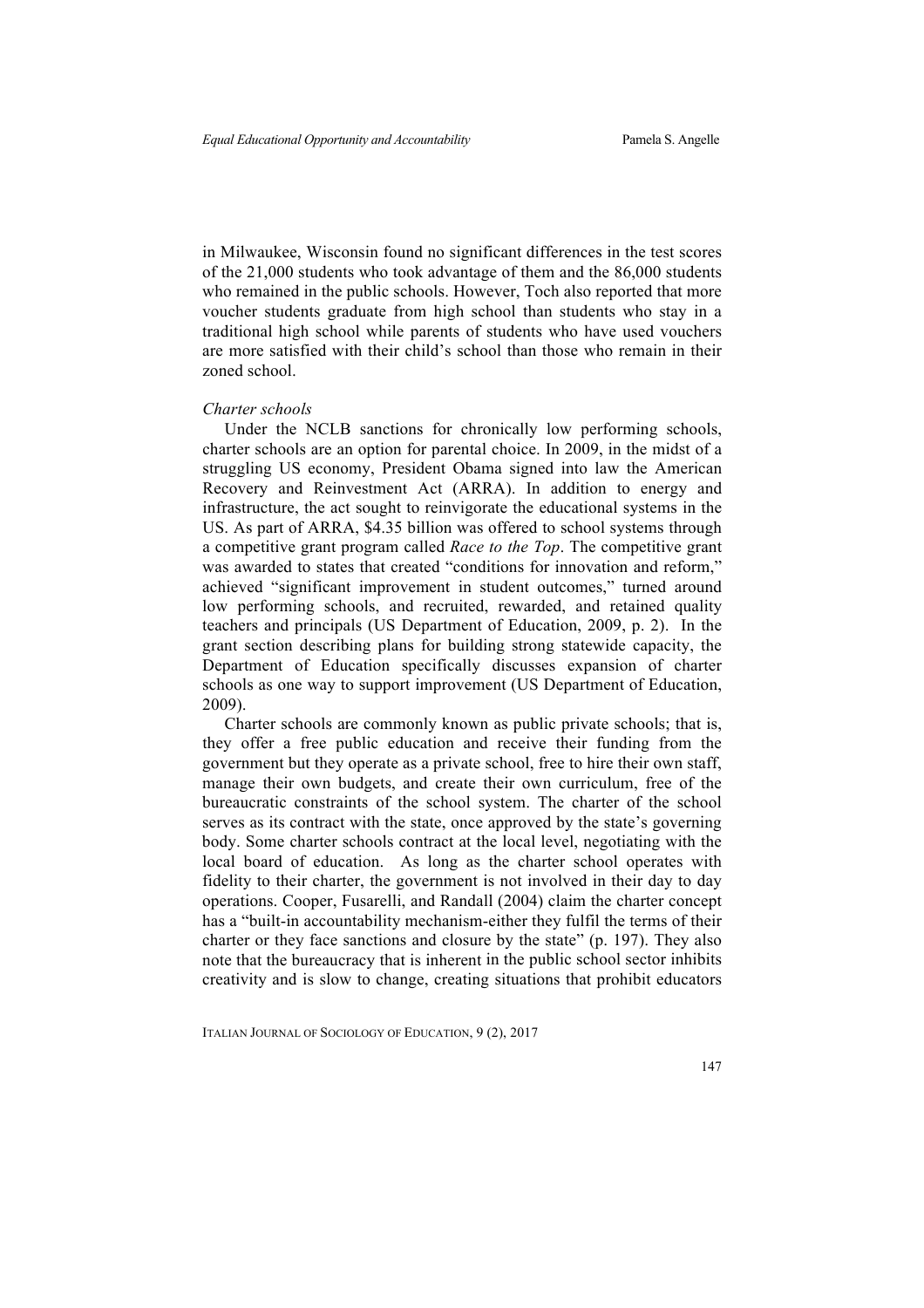in Milwaukee, Wisconsin found no significant differences in the test scores of the 21,000 students who took advantage of them and the 86,000 students who remained in the public schools. However, Toch also reported that more voucher students graduate from high school than students who stay in a traditional high school while parents of students who have used vouchers are more satisfied with their child's school than those who remain in their zoned school.

*Charter schools*

Under the NCLB sanctions for chronically low performing schools, charter schools are an option for parental choice. In 2009, in the midst of a struggling US economy, President Obama signed into law the American Recovery and Reinvestment Act (ARRA). In addition to energy and infrastructure, the act sought to reinvigorate the educational systems in the US. As part of ARRA, $4.35 billion was offered to school systems through a competitive grant program called *Race to the Top*. The competitive grant was awarded to states that created "conditions for innovation and reform," achieved "significant improvement in student outcomes," turned around low performing schools, and recruited, rewarded, and retained quality teachers and principals (US Department of Education, 2009, p. 2). In the grant section describing plans for building strong statewide capacity, the Department of Education specifically discusses expansion of charter schools as one way to support improvement (US Department of Education, 2009).

Charter schools are commonly known as public private schools; that is, they offer a free public education and receive their funding from the government but they operate as a private school, free to hire their own staff, manage their own budgets, and create their own curriculum, free of the bureaucratic constraints of the school system. The charter of the school serves as its contract with the state, once approved by the state's governing body. Some charter schools contract at the local level, negotiating with the local board of education. As long as the charter school operates with fidelity to their charter, the government is not involved in their day to day operations. Cooper, Fusarelli, and Randall (2004) claim the charter concept has a "built-in accountability mechanism-either they fulfil the terms of their charter or they face sanctions and closure by the state" (p. 197). They also note that the bureaucracy that is inherent in the public school sector inhibits creativity and is slow to change, creating situations that prohibit educators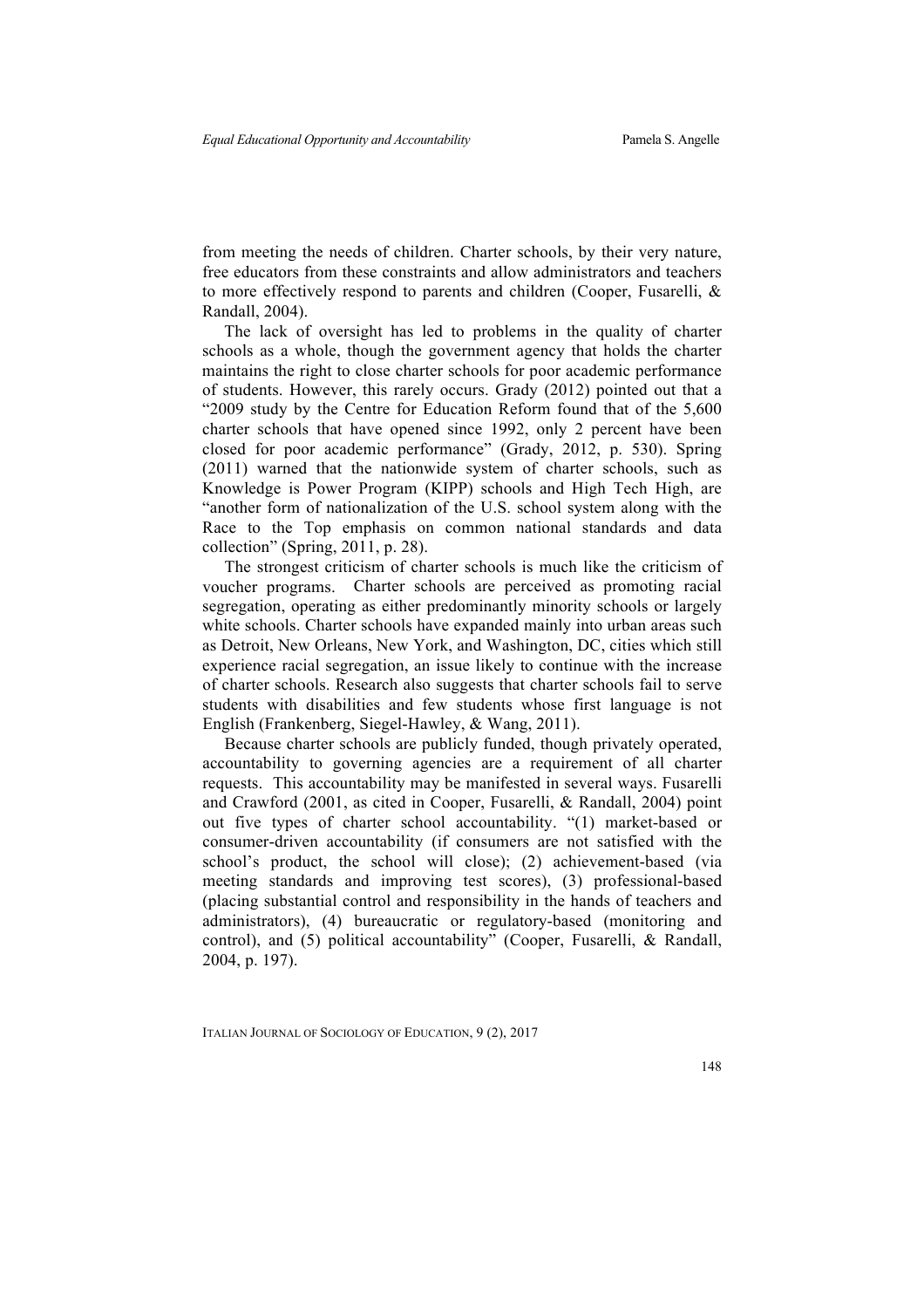from meeting the needs of children. Charter schools, by their very nature, free educators from these constraints and allow administrators and teachers to more effectively respond to parents and children (Cooper, Fusarelli, & Randall, 2004).

The lack of oversight has led to problems in the quality of charter schools as a whole, though the government agency that holds the charter maintains the right to close charter schools for poor academic performance of students. However, this rarely occurs. Grady (2012) pointed out that a "2009 study by the Centre for Education Reform found that of the 5,600 charter schools that have opened since 1992, only 2 percent have been closed for poor academic performance" (Grady, 2012, p. 530). Spring (2011) warned that the nationwide system of charter schools, such as Knowledge is Power Program (KIPP) schools and High Tech High, are "another form of nationalization of the U.S. school system along with the Race to the Top emphasis on common national standards and data collection" (Spring, 2011, p. 28).

The strongest criticism of charter schools is much like the criticism of voucher programs. Charter schools are perceived as promoting racial segregation, operating as either predominantly minority schools or largely white schools. Charter schools have expanded mainly into urban areas such as Detroit, New Orleans, New York, and Washington, DC, cities which still experience racial segregation, an issue likely to continue with the increase of charter schools. Research also suggests that charter schools fail to serve students with disabilities and few students whose first language is not English (Frankenberg, Siegel-Hawley, & Wang, 2011).

Because charter schools are publicly funded, though privately operated, accountability to governing agencies are a requirement of all charter requests. This accountability may be manifested in several ways. Fusarelli and Crawford (2001, as cited in Cooper, Fusarelli, & Randall, 2004) point out five types of charter school accountability. "(1) market-based or consumer-driven accountability (if consumers are not satisfied with the school's product, the school will close); (2) achievement-based (via meeting standards and improving test scores), (3) professional-based (placing substantial control and responsibility in the hands of teachers and administrators), (4) bureaucratic or regulatory-based (monitoring and control), and (5) political accountability" (Cooper, Fusarelli, & Randall, 2004, p. 197).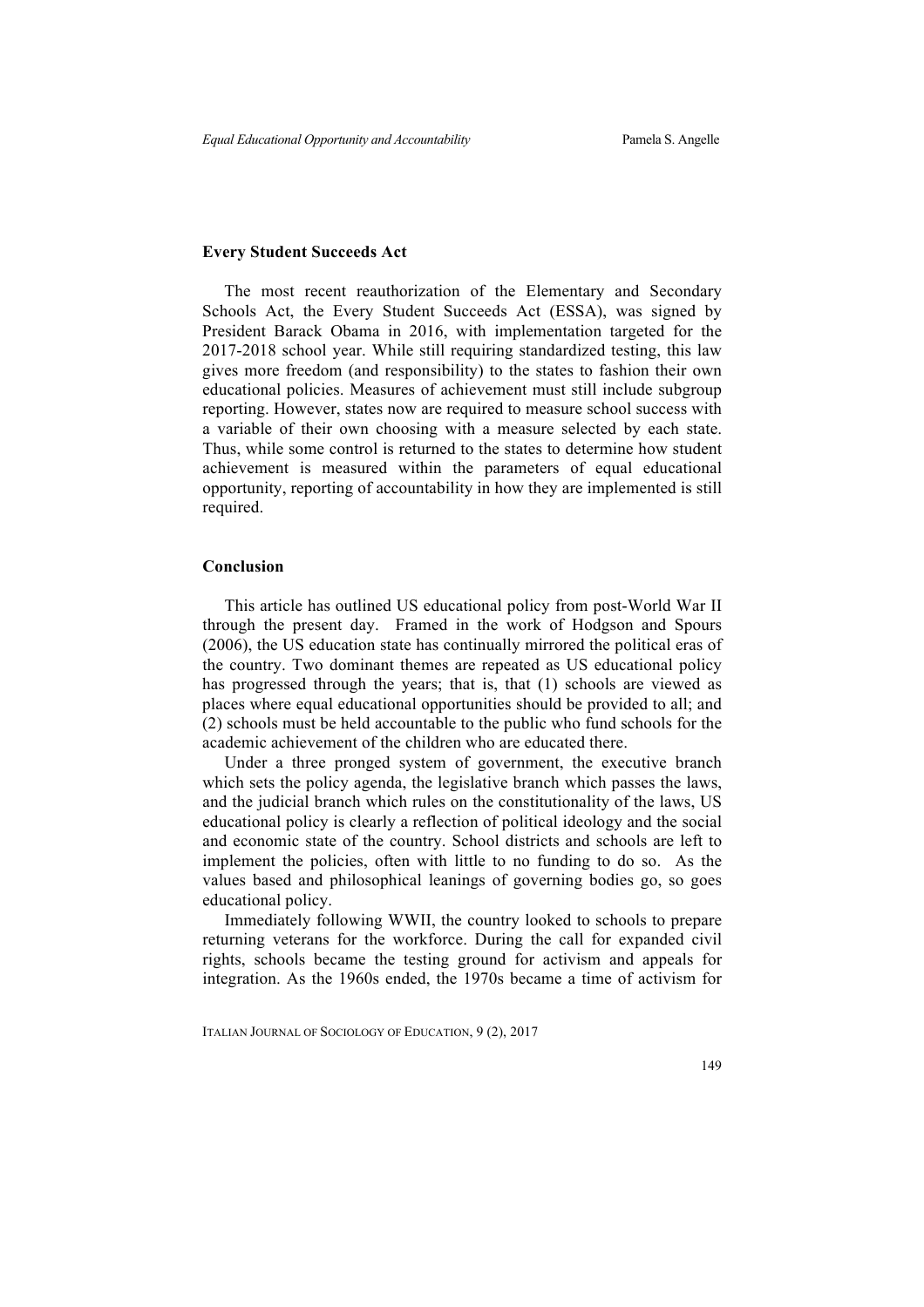### Every Student Succeeds Act

The most recent reauthorization of the Elementary and Secondary Schools Act, the Every Student Succeeds Act (ESSA), was signed by President Barack Obama in 2016, with implementation targeted for the 2017-2018 school year. While still requiring standardized testing, this law gives more freedom (and responsibility) to the states to fashion their own educational policies. Measures of achievement must still include subgroup reporting. However, states now are required to measure school success with a variable of their own choosing with a measure selected by each state. Thus, while some control is returned to the states to determine how student achievement is measured within the parameters of equal educational opportunity, reporting of accountability in how they are implemented is still required.

### Conclusion

This article has outlined US educational policy from post-World War II through the present day. Framed in the work of Hodgson and Spours (2006), the US education state has continually mirrored the political eras of the country. Two dominant themes are repeated as US educational policy has progressed through the years; that is, that (1) schools are viewed as places where equal educational opportunities should be provided to all; and (2) schools must be held accountable to the public who fund schools for the academic achievement of the children who are educated there.

Under a three pronged system of government, the executive branch which sets the policy agenda, the legislative branch which passes the laws, and the judicial branch which rules on the constitutionality of the laws, US educational policy is clearly a reflection of political ideology and the social and economic state of the country. School districts and schools are left to implement the policies, often with little to no funding to do so. As the values based and philosophical leanings of governing bodies go, so goes educational policy.

Immediately following WWII, the country looked to schools to prepare returning veterans for the workforce. During the call for expanded civil rights, schools became the testing ground for activism and appeals for integration. As the 1960s ended, the 1970s became a time of activism for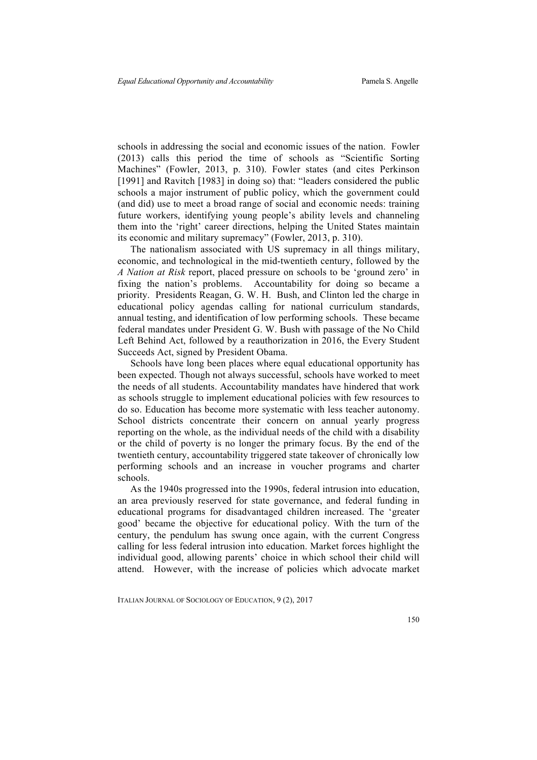schools in addressing the social and economic issues of the nation. Fowler (2013) calls this period the time of schools as "Scientific Sorting Machines" (Fowler, 2013, p. 310). Fowler states (and cites Perkinson [1991] and Ravitch [1983] in doing so) that: "leaders considered the public schools a major instrument of public policy, which the government could (and did) use to meet a broad range of social and economic needs: training future workers, identifying young people's ability levels and channeling them into the 'right' career directions, helping the United States maintain its economic and military supremacy" (Fowler, 2013, p. 310).

The nationalism associated with US supremacy in all things military, economic, and technological in the mid-twentieth century, followed by the *A Nation at Risk* report, placed pressure on schools to be 'ground zero' in fixing the nation's problems. Accountability for doing so became a priority. Presidents Reagan, G. W. H. Bush, and Clinton led the charge in educational policy agendas calling for national curriculum standards, annual testing, and identification of low performing schools. These became federal mandates under President G. W. Bush with passage of the No Child Left Behind Act, followed by a reauthorization in 2016, the Every Student Succeeds Act, signed by President Obama.

Schools have long been places where equal educational opportunity has been expected. Though not always successful, schools have worked to meet the needs of all students. Accountability mandates have hindered that work as schools struggle to implement educational policies with few resources to do so. Education has become more systematic with less teacher autonomy. School districts concentrate their concern on annual yearly progress reporting on the whole, as the individual needs of the child with a disability or the child of poverty is no longer the primary focus. By the end of the twentieth century, accountability triggered state takeover of chronically low performing schools and an increase in voucher programs and charter schools.

As the 1940s progressed into the 1990s, federal intrusion into education, an area previously reserved for state governance, and federal funding in educational programs for disadvantaged children increased. The 'greater good' became the objective for educational policy. With the turn of the century, the pendulum has swung once again, with the current Congress calling for less federal intrusion into education. Market forces highlight the individual good, allowing parents' choice in which school their child will attend. However, with the increase of policies which advocate market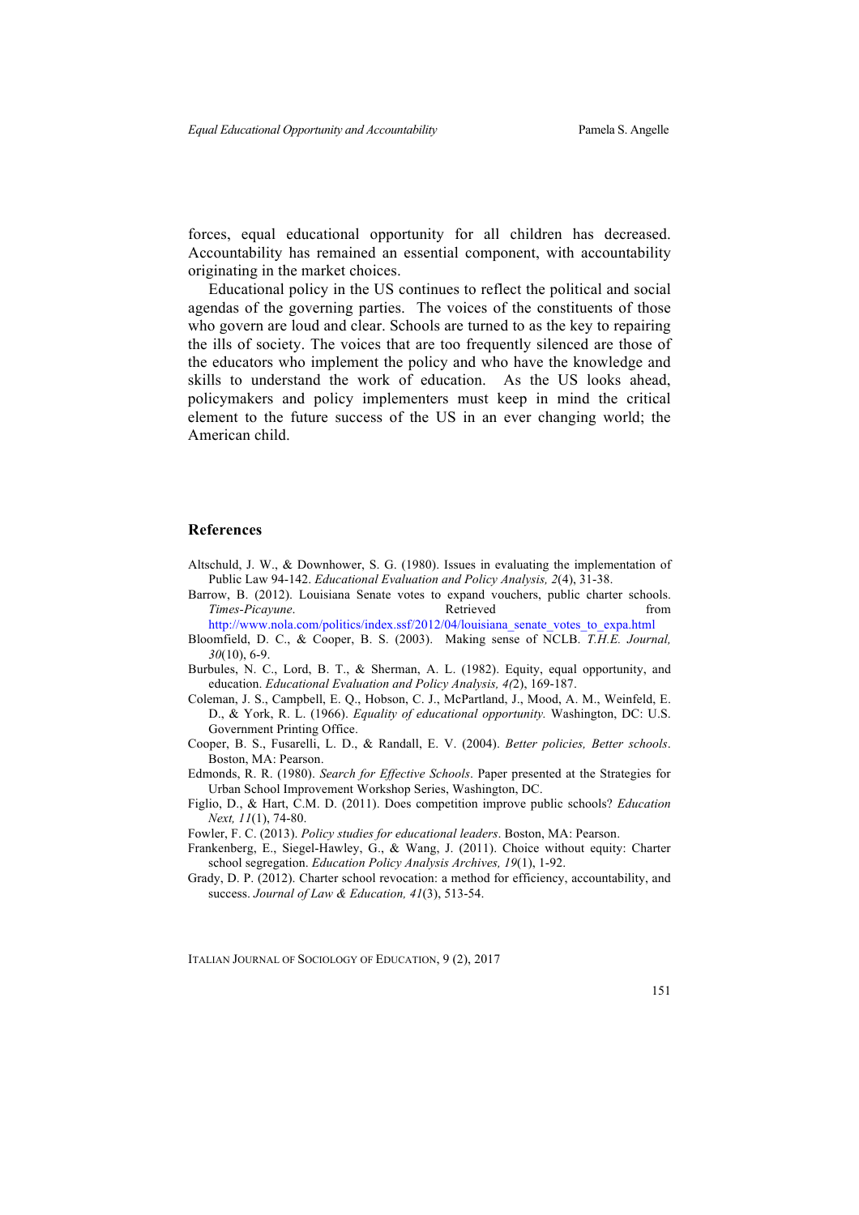forces, equal educational opportunity for all children has decreased. Accountability has remained an essential component, with accountability originating in the market choices.

Educational policy in the US continues to reflect the political and social agendas of the governing parties. The voices of the constituents of those who govern are loud and clear. Schools are turned to as the key to repairing the ills of society. The voices that are too frequently silenced are those of the educators who implement the policy and who have the knowledge and skills to understand the work of education. As the US looks ahead, policymakers and policy implementers must keep in mind the critical element to the future success of the US in an ever changing world; the American child.

## References

Altschuld, J. W., & Downhower, S. G. (1980). Issues in evaluating the implementation of Public Law 94-142. *Educational Evaluation and Policy Analysis, 2*(4), 31-38.

Barrow, B. (2012). Louisiana Senate votes to expand vouchers, public charter schools. *Times-Picayune*. Retrieved from http://www.nola.com/politics/index.ssf/2012/04/louisiana_senate_votes_to_expa.html

Bloomfield, D. C., & Cooper, B. S. (2003). Making sense of NCLB. *T.H.E. Journal, 30*(10), 6-9.

Burbules, N. C., Lord, B. T., & Sherman, A. L. (1982). Equity, equal opportunity, and education. *Educational Evaluation and Policy Analysis, 4(2*), 169-187.

Coleman, J. S., Campbell, E. Q., Hobson, C. J., McPartland, J., Mood, A. M., Weinfeld, E. D., & York, R. L. (1966). *Equality of educational opportunity.* Washington, DC: U.S. Government Printing Office.

Cooper, B. S., Fusarelli, L. D., & Randall, E. V. (2004). *Better policies, Better schools*. Boston, MA: Pearson.

Edmonds, R. R. (1980). *Search for Effective Schools*. Paper presented at the Strategies for Urban School Improvement Workshop Series, Washington, DC.

Figlio, D., & Hart, C.M. D. (2011). Does competition improve public schools? *Education Next, 11*(1), 74-80.

Fowler, F. C. (2013). *Policy studies for educational leaders*. Boston, MA: Pearson.

Frankenberg, E., Siegel-Hawley, G., & Wang, J. (2011). Choice without equity: Charter school segregation. *Education Policy Analysis Archives, 19*(1), 1-92.

Grady, D. P. (2012). Charter school revocation: a method for efficiency, accountability, and success. *Journal of Law & Education, 41*(3), 513-54.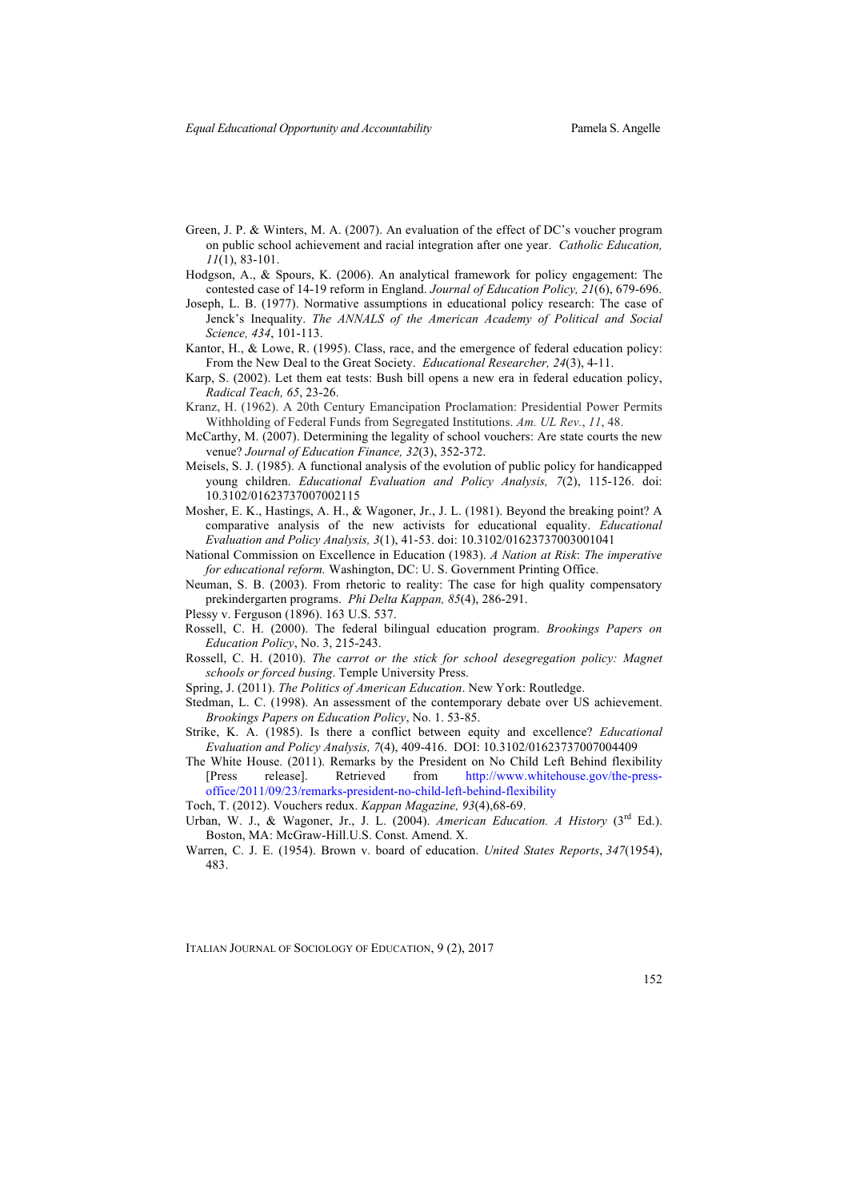Green, J. P. & Winters, M. A. (2007). An evaluation of the effect of DC's voucher program on public school achievement and racial integration after one year. *Catholic Education, 11*(1), 83-101.

Hodgson, A., & Spours, K. (2006). An analytical framework for policy engagement: The contested case of 14-19 reform in England. *Journal of Education Policy, 21*(6), 679-696.

Joseph, L. B. (1977). Normative assumptions in educational policy research: The case of Jenck's Inequality. *The ANNALS of the American Academy of Political and Social Science, 434*, 101-113.

Kantor, H., & Lowe, R. (1995). Class, race, and the emergence of federal education policy: From the New Deal to the Great Society. *Educational Researcher, 24*(3), 4-11.

Karp, S. (2002). Let them eat tests: Bush bill opens a new era in federal education policy, *Radical Teach, 65*, 23-26.

Kranz, H. (1962). A 20th Century Emancipation Proclamation: Presidential Power Permits Withholding of Federal Funds from Segregated Institutions. *Am. UL Rev.*, *11*, 48.

McCarthy, M. (2007). Determining the legality of school vouchers: Are state courts the new venue? *Journal of Education Finance, 32*(3), 352-372.

Meisels, S. J. (1985). A functional analysis of the evolution of public policy for handicapped young children. *Educational Evaluation and Policy Analysis, 7*(2), 115-126. doi: 10.3102/01623737007002115

Mosher, E. K., Hastings, A. H., & Wagoner, Jr., J. L. (1981). Beyond the breaking point? A comparative analysis of the new activists for educational equality. *Educational Evaluation and Policy Analysis, 3*(1), 41-53. doi: 10.3102/01623737003001041

National Commission on Excellence in Education (1983). *A Nation at Risk*: *The imperative for educational reform.* Washington, DC: U. S. Government Printing Office.

Neuman, S. B. (2003). From rhetoric to reality: The case for high quality compensatory prekindergarten programs. *Phi Delta Kappan, 85*(4), 286-291.

Plessy v. Ferguson (1896). 163 U.S. 537.

Rossell, C. H. (2000). The federal bilingual education program. *Brookings Papers on Education Policy*, No. 3, 215-243.

Rossell, C. H. (2010). *The carrot or the stick for school desegregation policy: Magnet schools or forced busing*. Temple University Press.

Spring, J. (2011). *The Politics of American Education*. New York: Routledge.

Stedman, L. C. (1998). An assessment of the contemporary debate over US achievement. *Brookings Papers on Education Policy*, No. 1. 53-85.

Strike, K. A. (1985). Is there a conflict between equity and excellence? *Educational Evaluation and Policy Analysis, 7*(4), 409-416. DOI: 10.3102/01623737007004409

The White House. (2011). Remarks by the President on No Child Left Behind flexibility [Press release]. Retrieved from http://www.whitehouse.gov/the-press-office/2011/09/23/remarks-president-no-child-left-behind-flexibility

Toch, T. (2012). Vouchers redux. *Kappan Magazine, 93*(4),68-69.

Urban, W. J., & Wagoner, Jr., J. L. (2004). *American Education. A History* (3rd Ed.). Boston, MA: McGraw-Hill.U.S. Const. Amend. X.

Warren, C. J. E. (1954). Brown v. board of education. *United States Reports*, *347*(1954), 483.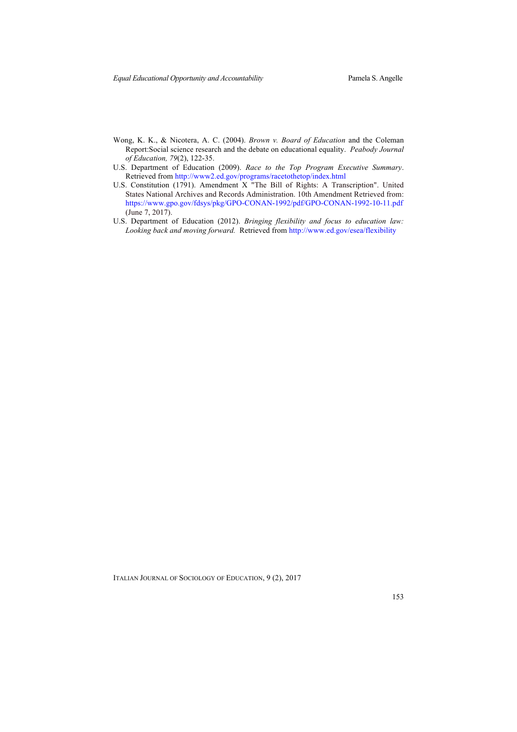Wong, K. K., & Nicotera, A. C. (2004). *Brown v. Board of Education* and the Coleman Report:Social science research and the debate on educational equality. *Peabody Journal of Education, 79*(2), 122-35.

U.S. Department of Education (2009). *Race to the Top Program Executive Summary*. Retrieved from http://www2.ed.gov/programs/racetothetop/index.html

U.S. Constitution (1791). Amendment X "The Bill of Rights: A Transcription". United States National Archives and Records Administration. 10th Amendment Retrieved from: https://www.gpo.gov/fdsys/pkg/GPO-CONAN-1992/pdf/GPO-CONAN-1992-10-11.pdf (June 7, 2017).

U.S. Department of Education (2012). *Bringing flexibility and focus to education law: Looking back and moving forward.* Retrieved from http://www.ed.gov/esea/flexibility